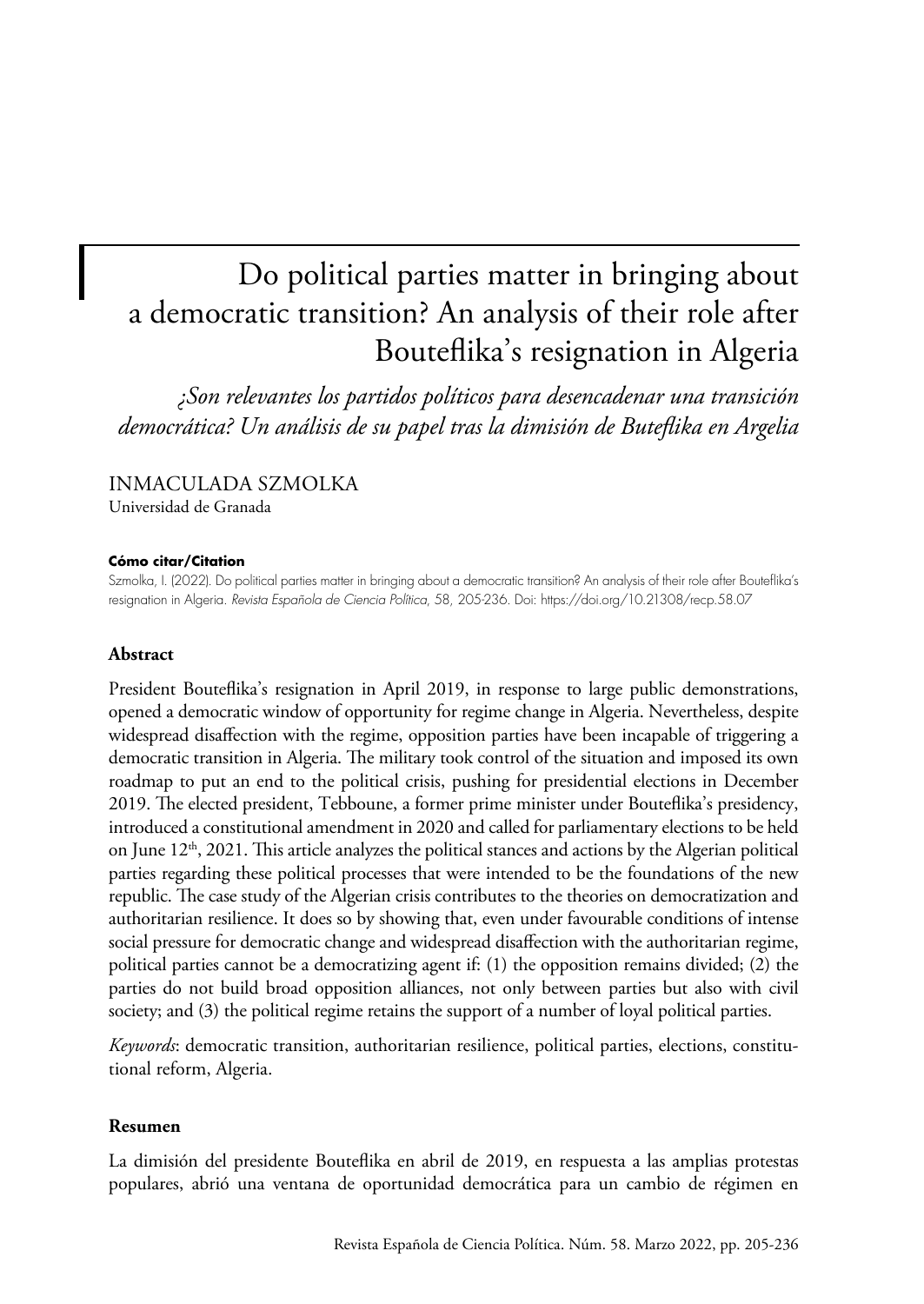# Do political parties matter in bringing about a democratic transition? An analysis of their role after Bouteflika's resignation in Algeria

*¿Son relevantes los partidos políticos para desencadenar una transición democrática? Un análisis de su papel tras la dimisión de Buteflika en Argelia*

INMACULADA SZMOLKA
Universidad de Granada

**Cómo citar/Citation**

Szmolka, I. (2022). Do political parties matter in bringing about a democratic transition? An analysis of their role after Bouteflika's resignation in Algeria. *Revista Española de Ciencia Política*, 58, 205-236. Doi: https://doi.org/10.21308/recp.58.07

## Abstract

President Bouteflika's resignation in April 2019, in response to large public demonstrations, opened a democratic window of opportunity for regime change in Algeria. Nevertheless, despite widespread disaffection with the regime, opposition parties have been incapable of triggering a democratic transition in Algeria. The military took control of the situation and imposed its own roadmap to put an end to the political crisis, pushing for presidential elections in December 2019. The elected president, Tebboune, a former prime minister under Bouteflika's presidency, introduced a constitutional amendment in 2020 and called for parliamentary elections to be held on June 12th, 2021. This article analyzes the political stances and actions by the Algerian political parties regarding these political processes that were intended to be the foundations of the new republic. The case study of the Algerian crisis contributes to the theories on democratization and authoritarian resilience. It does so by showing that, even under favourable conditions of intense social pressure for democratic change and widespread disaffection with the authoritarian regime, political parties cannot be a democratizing agent if: (1) the opposition remains divided; (2) the parties do not build broad opposition alliances, not only between parties but also with civil society; and (3) the political regime retains the support of a number of loyal political parties.

*Keywords*: democratic transition, authoritarian resilience, political parties, elections, constitutional reform, Algeria.

## Resumen

La dimisión del presidente Bouteflika en abril de 2019, en respuesta a las amplias protestas populares, abrió una ventana de oportunidad democrática para un cambio de régimen en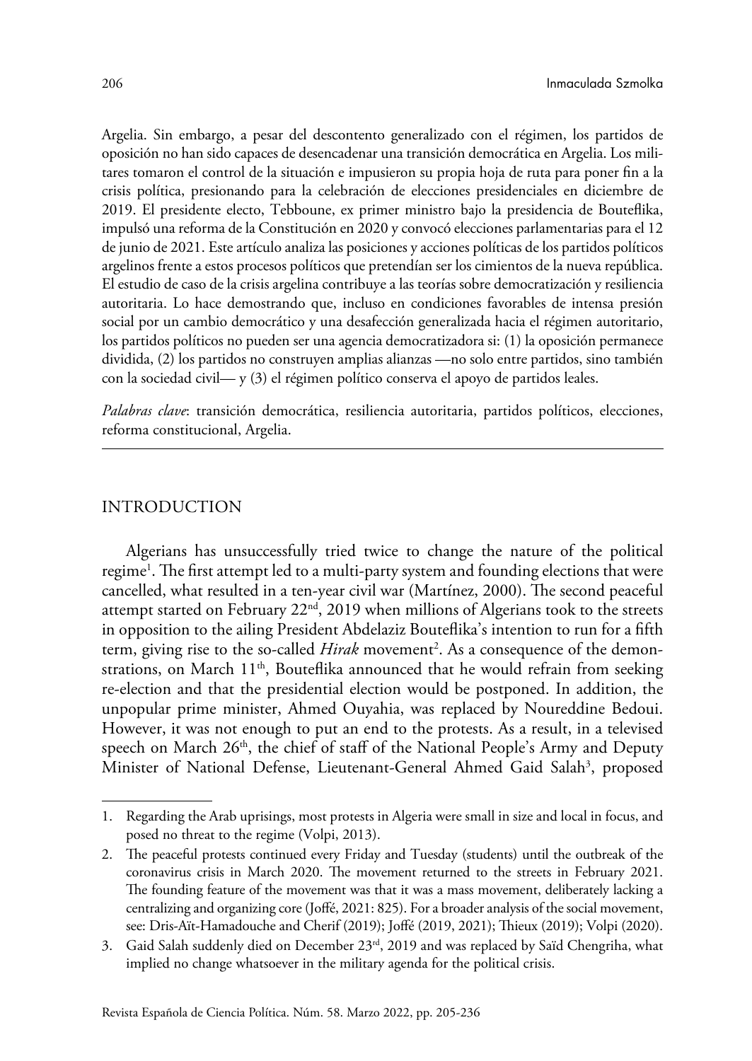Argelia. Sin embargo, a pesar del descontento generalizado con el régimen, los partidos de oposición no han sido capaces de desencadenar una transición democrática en Argelia. Los militares tomaron el control de la situación e impusieron su propia hoja de ruta para poner fin a la crisis política, presionando para la celebración de elecciones presidenciales en diciembre de 2019. El presidente electo, Tebboune, ex primer ministro bajo la presidencia de Bouteflika, impulsó una reforma de la Constitución en 2020 y convocó elecciones parlamentarias para el 12 de junio de 2021. Este artículo analiza las posiciones y acciones políticas de los partidos políticos argelinos frente a estos procesos políticos que pretendían ser los cimientos de la nueva república. El estudio de caso de la crisis argelina contribuye a las teorías sobre democratización y resiliencia autoritaria. Lo hace demostrando que, incluso en condiciones favorables de intensa presión social por un cambio democrático y una desafección generalizada hacia el régimen autoritario, los partidos políticos no pueden ser una agencia democratizadora si: (1) la oposición permanece dividida, (2) los partidos no construyen amplias alianzas —no solo entre partidos, sino también con la sociedad civil— y (3) el régimen político conserva el apoyo de partidos leales.

*Palabras clave*: transición democrática, resiliencia autoritaria, partidos políticos, elecciones, reforma constitucional, Argelia.

---

## INTRODUCTION

Algerians has unsuccessfully tried twice to change the nature of the political regime[1]. The first attempt led to a multi-party system and founding elections that were cancelled, what resulted in a ten-year civil war (Martínez, 2000). The second peaceful attempt started on February 22nd, 2019 when millions of Algerians took to the streets in opposition to the ailing President Abdelaziz Bouteflika's intention to run for a fifth term, giving rise to the so-called *Hirak* movement[2]. As a consequence of the demonstrations, on March 11th, Bouteflika announced that he would refrain from seeking re-election and that the presidential election would be postponed. In addition, the unpopular prime minister, Ahmed Ouyahia, was replaced by Noureddine Bedoui. However, it was not enough to put an end to the protests. As a result, in a televised speech on March 26th, the chief of staff of the National People's Army and Deputy Minister of National Defense, Lieutenant-General Ahmed Gaid Salah[3], proposed

---

1. Regarding the Arab uprisings, most protests in Algeria were small in size and local in focus, and posed no threat to the regime (Volpi, 2013).

2. The peaceful protests continued every Friday and Tuesday (students) until the outbreak of the coronavirus crisis in March 2020. The movement returned to the streets in February 2021. The founding feature of the movement was that it was a mass movement, deliberately lacking a centralizing and organizing core (Joffé, 2021: 825). For a broader analysis of the social movement, see: Dris-Aït-Hamadouche and Cherif (2019); Joffé (2019, 2021); Thieux (2019); Volpi (2020).

3. Gaid Salah suddenly died on December 23rd, 2019 and was replaced by Saïd Chengriha, what implied no change whatsoever in the military agenda for the political crisis.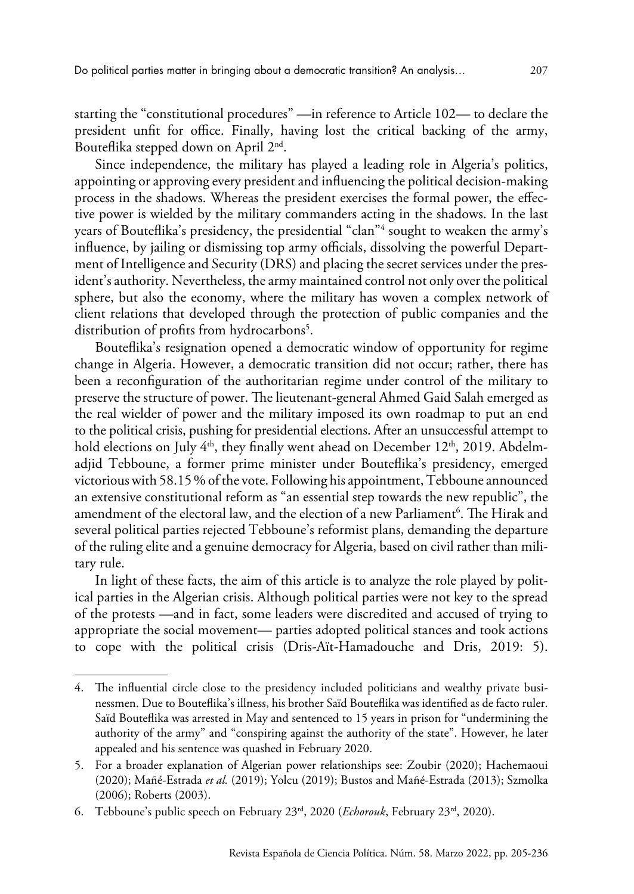starting the "constitutional procedures" —in reference to Article 102— to declare the president unfit for office. Finally, having lost the critical backing of the army, Bouteflika stepped down on April 2nd.

Since independence, the military has played a leading role in Algeria's politics, appointing or approving every president and influencing the political decision-making process in the shadows. Whereas the president exercises the formal power, the effective power is wielded by the military commanders acting in the shadows. In the last years of Bouteflika's presidency, the presidential "clan"[4] sought to weaken the army's influence, by jailing or dismissing top army officials, dissolving the powerful Department of Intelligence and Security (DRS) and placing the secret services under the president's authority. Nevertheless, the army maintained control not only over the political sphere, but also the economy, where the military has woven a complex network of client relations that developed through the protection of public companies and the distribution of profits from hydrocarbons[5].

Bouteflika's resignation opened a democratic window of opportunity for regime change in Algeria. However, a democratic transition did not occur; rather, there has been a reconfiguration of the authoritarian regime under control of the military to preserve the structure of power. The lieutenant-general Ahmed Gaid Salah emerged as the real wielder of power and the military imposed its own roadmap to put an end to the political crisis, pushing for presidential elections. After an unsuccessful attempt to hold elections on July 4th, they finally went ahead on December 12th, 2019. Abdelmadjid Tebboune, a former prime minister under Bouteflika's presidency, emerged victorious with 58.15 % of the vote. Following his appointment, Tebboune announced an extensive constitutional reform as "an essential step towards the new republic", the amendment of the electoral law, and the election of a new Parliament[6]. The Hirak and several political parties rejected Tebboune's reformist plans, demanding the departure of the ruling elite and a genuine democracy for Algeria, based on civil rather than military rule.

In light of these facts, the aim of this article is to analyze the role played by political parties in the Algerian crisis. Although political parties were not key to the spread of the protests —and in fact, some leaders were discredited and accused of trying to appropriate the social movement— parties adopted political stances and took actions to cope with the political crisis (Dris-Aït-Hamadouche and Dris, 2019: 5).

4. The influential circle close to the presidency included politicians and wealthy private businessmen. Due to Bouteflika's illness, his brother Saïd Bouteflika was identified as de facto ruler. Saïd Bouteflika was arrested in May and sentenced to 15 years in prison for "undermining the authority of the army" and "conspiring against the authority of the state". However, he later appealed and his sentence was quashed in February 2020.

5. For a broader explanation of Algerian power relationships see: Zoubir (2020); Hachemaoui (2020); Mañé-Estrada *et al.* (2019); Yolcu (2019); Bustos and Mañé-Estrada (2013); Szmolka (2006); Roberts (2003).

6. Tebboune's public speech on February 23rd, 2020 (*Echorouk*, February 23rd, 2020).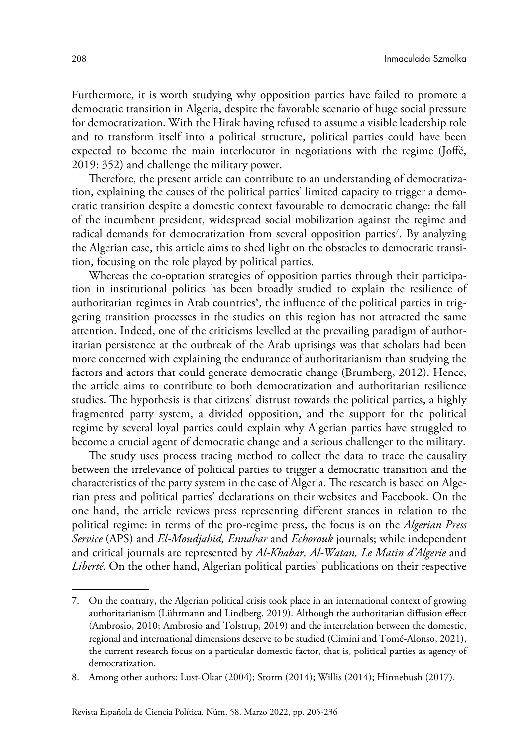Furthermore, it is worth studying why opposition parties have failed to promote a democratic transition in Algeria, despite the favorable scenario of huge social pressure for democratization. With the Hirak having refused to assume a visible leadership role and to transform itself into a political structure, political parties could have been expected to become the main interlocutor in negotiations with the regime (Joffé, 2019: 352) and challenge the military power.

Therefore, the present article can contribute to an understanding of democratization, explaining the causes of the political parties' limited capacity to trigger a democratic transition despite a domestic context favourable to democratic change: the fall of the incumbent president, widespread social mobilization against the regime and radical demands for democratization from several opposition parties[7]. By analyzing the Algerian case, this article aims to shed light on the obstacles to democratic transition, focusing on the role played by political parties.

Whereas the co-optation strategies of opposition parties through their participation in institutional politics has been broadly studied to explain the resilience of authoritarian regimes in Arab countries[8], the influence of the political parties in triggering transition processes in the studies on this region has not attracted the same attention. Indeed, one of the criticisms levelled at the prevailing paradigm of authoritarian persistence at the outbreak of the Arab uprisings was that scholars had been more concerned with explaining the endurance of authoritarianism than studying the factors and actors that could generate democratic change (Brumberg, 2012). Hence, the article aims to contribute to both democratization and authoritarian resilience studies. The hypothesis is that citizens' distrust towards the political parties, a highly fragmented party system, a divided opposition, and the support for the political regime by several loyal parties could explain why Algerian parties have struggled to become a crucial agent of democratic change and a serious challenger to the military.

The study uses process tracing method to collect the data to trace the causality between the irrelevance of political parties to trigger a democratic transition and the characteristics of the party system in the case of Algeria. The research is based on Algerian press and political parties' declarations on their websites and Facebook. On the one hand, the article reviews press representing different stances in relation to the political regime: in terms of the pro-regime press, the focus is on the *Algerian Press Service* (APS) and *El-Moudjahid, Ennahar* and *Echorouk* journals; while independent and critical journals are represented by *Al-Khabar, Al-Watan, Le Matin d'Algerie* and *Liberté*. On the other hand, Algerian political parties' publications on their respective

---

7. On the contrary, the Algerian political crisis took place in an international context of growing authoritarianism (Lührmann and Lindberg, 2019). Although the authoritarian diffusion effect (Ambrosio, 2010; Ambrosio and Tolstrup, 2019) and the interrelation between the domestic, regional and international dimensions deserve to be studied (Cimini and Tomé-Alonso, 2021), the current research focus on a particular domestic factor, that is, political parties as agency of democratization.

8. Among other authors: Lust-Okar (2004); Storm (2014); Willis (2014); Hinnebush (2017).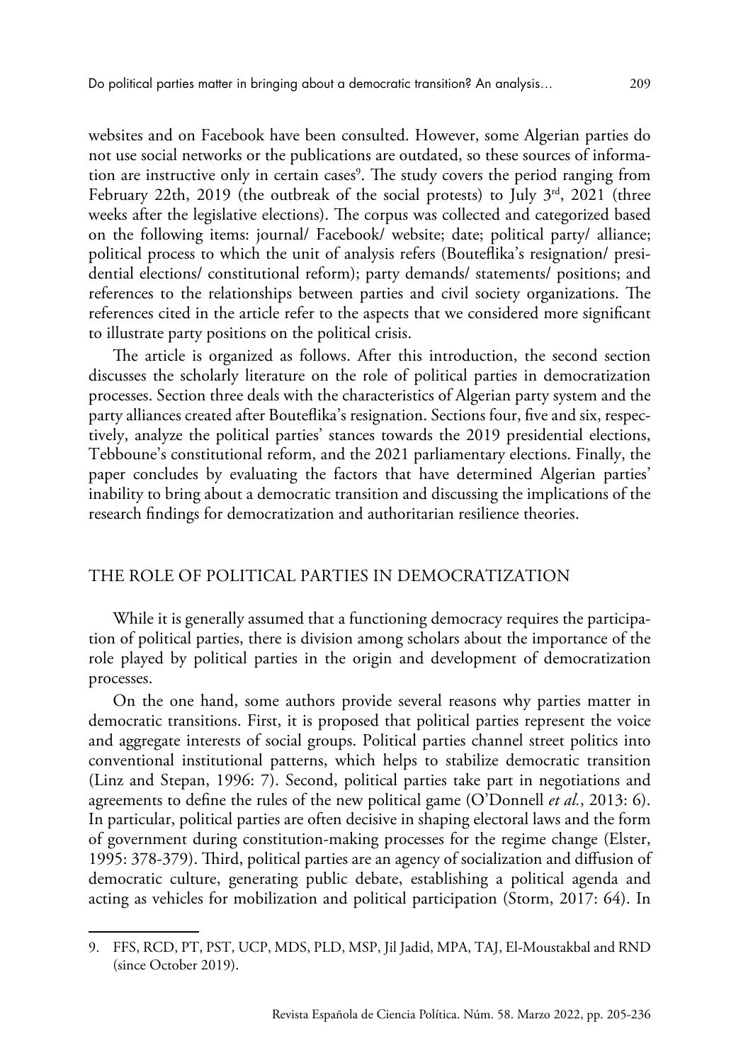websites and on Facebook have been consulted. However, some Algerian parties do not use social networks or the publications are outdated, so these sources of information are instructive only in certain cases[9]. The study covers the period ranging from February 22th, 2019 (the outbreak of the social protests) to July 3rd, 2021 (three weeks after the legislative elections). The corpus was collected and categorized based on the following items: journal/ Facebook/ website; date; political party/ alliance; political process to which the unit of analysis refers (Bouteflika's resignation/ presidential elections/ constitutional reform); party demands/ statements/ positions; and references to the relationships between parties and civil society organizations. The references cited in the article refer to the aspects that we considered more significant to illustrate party positions on the political crisis.

The article is organized as follows. After this introduction, the second section discusses the scholarly literature on the role of political parties in democratization processes. Section three deals with the characteristics of Algerian party system and the party alliances created after Bouteflika's resignation. Sections four, five and six, respectively, analyze the political parties' stances towards the 2019 presidential elections, Tebboune's constitutional reform, and the 2021 parliamentary elections. Finally, the paper concludes by evaluating the factors that have determined Algerian parties' inability to bring about a democratic transition and discussing the implications of the research findings for democratization and authoritarian resilience theories.

## THE ROLE OF POLITICAL PARTIES IN DEMOCRATIZATION

While it is generally assumed that a functioning democracy requires the participation of political parties, there is division among scholars about the importance of the role played by political parties in the origin and development of democratization processes.

On the one hand, some authors provide several reasons why parties matter in democratic transitions. First, it is proposed that political parties represent the voice and aggregate interests of social groups. Political parties channel street politics into conventional institutional patterns, which helps to stabilize democratic transition (Linz and Stepan, 1996: 7). Second, political parties take part in negotiations and agreements to define the rules of the new political game (O'Donnell *et al.*, 2013: 6). In particular, political parties are often decisive in shaping electoral laws and the form of government during constitution-making processes for the regime change (Elster, 1995: 378-379). Third, political parties are an agency of socialization and diffusion of democratic culture, generating public debate, establishing a political agenda and acting as vehicles for mobilization and political participation (Storm, 2017: 64). In

9. FFS, RCD, PT, PST, UCP, MDS, PLD, MSP, Jil Jadid, MPA, TAJ, El-Moustakbal and RND (since October 2019).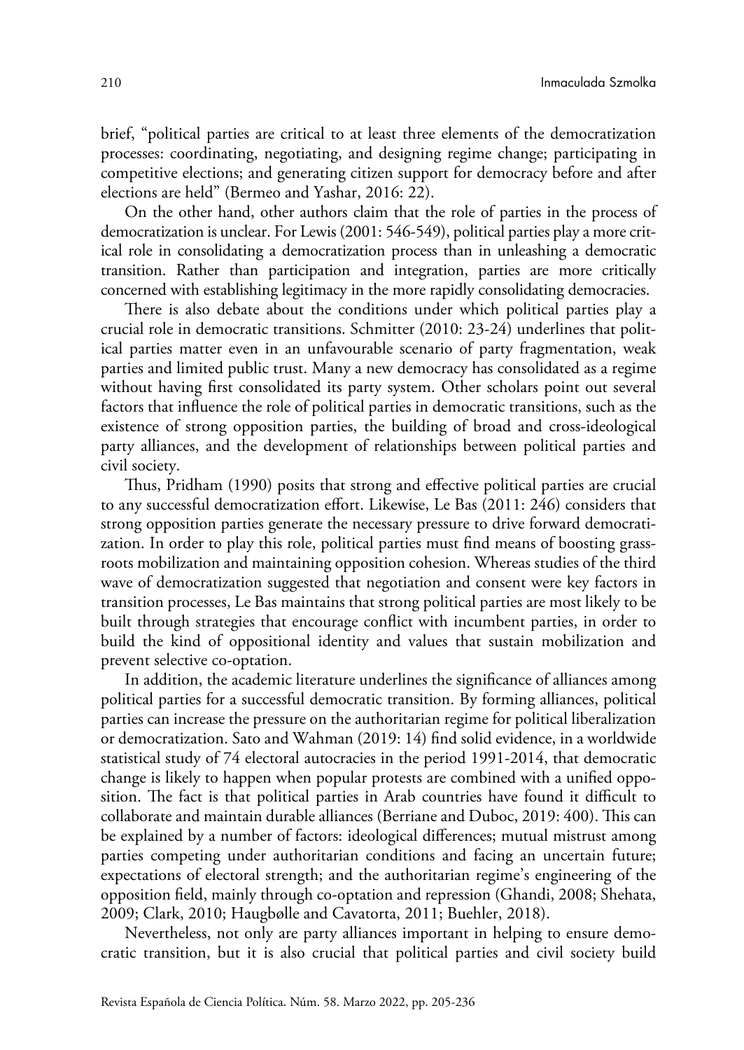brief, "political parties are critical to at least three elements of the democratization processes: coordinating, negotiating, and designing regime change; participating in competitive elections; and generating citizen support for democracy before and after elections are held" (Bermeo and Yashar, 2016: 22).

On the other hand, other authors claim that the role of parties in the process of democratization is unclear. For Lewis (2001: 546-549), political parties play a more critical role in consolidating a democratization process than in unleashing a democratic transition. Rather than participation and integration, parties are more critically concerned with establishing legitimacy in the more rapidly consolidating democracies.

There is also debate about the conditions under which political parties play a crucial role in democratic transitions. Schmitter (2010: 23-24) underlines that political parties matter even in an unfavourable scenario of party fragmentation, weak parties and limited public trust. Many a new democracy has consolidated as a regime without having first consolidated its party system. Other scholars point out several factors that influence the role of political parties in democratic transitions, such as the existence of strong opposition parties, the building of broad and cross-ideological party alliances, and the development of relationships between political parties and civil society.

Thus, Pridham (1990) posits that strong and effective political parties are crucial to any successful democratization effort. Likewise, Le Bas (2011: 246) considers that strong opposition parties generate the necessary pressure to drive forward democratization. In order to play this role, political parties must find means of boosting grassroots mobilization and maintaining opposition cohesion. Whereas studies of the third wave of democratization suggested that negotiation and consent were key factors in transition processes, Le Bas maintains that strong political parties are most likely to be built through strategies that encourage conflict with incumbent parties, in order to build the kind of oppositional identity and values that sustain mobilization and prevent selective co-optation.

In addition, the academic literature underlines the significance of alliances among political parties for a successful democratic transition. By forming alliances, political parties can increase the pressure on the authoritarian regime for political liberalization or democratization. Sato and Wahman (2019: 14) find solid evidence, in a worldwide statistical study of 74 electoral autocracies in the period 1991-2014, that democratic change is likely to happen when popular protests are combined with a unified opposition. The fact is that political parties in Arab countries have found it difficult to collaborate and maintain durable alliances (Berriane and Duboc, 2019: 400). This can be explained by a number of factors: ideological differences; mutual mistrust among parties competing under authoritarian conditions and facing an uncertain future; expectations of electoral strength; and the authoritarian regime's engineering of the opposition field, mainly through co-optation and repression (Ghandi, 2008; Shehata, 2009; Clark, 2010; Haugbølle and Cavatorta, 2011; Buehler, 2018).

Nevertheless, not only are party alliances important in helping to ensure democratic transition, but it is also crucial that political parties and civil society build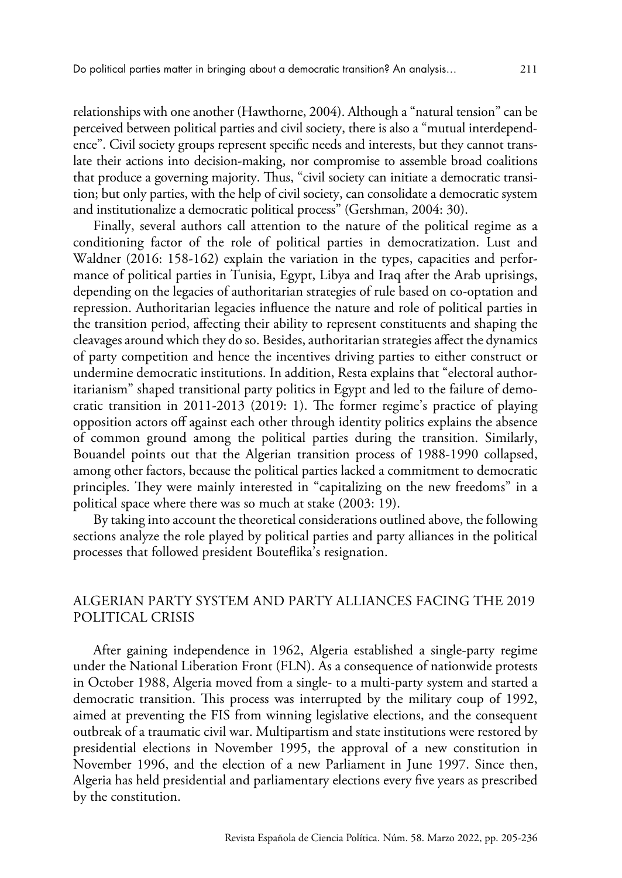relationships with one another (Hawthorne, 2004). Although a "natural tension" can be perceived between political parties and civil society, there is also a "mutual interdependence". Civil society groups represent specific needs and interests, but they cannot translate their actions into decision-making, nor compromise to assemble broad coalitions that produce a governing majority. Thus, "civil society can initiate a democratic transition; but only parties, with the help of civil society, can consolidate a democratic system and institutionalize a democratic political process" (Gershman, 2004: 30).

Finally, several authors call attention to the nature of the political regime as a conditioning factor of the role of political parties in democratization. Lust and Waldner (2016: 158-162) explain the variation in the types, capacities and performance of political parties in Tunisia, Egypt, Libya and Iraq after the Arab uprisings, depending on the legacies of authoritarian strategies of rule based on co-optation and repression. Authoritarian legacies influence the nature and role of political parties in the transition period, affecting their ability to represent constituents and shaping the cleavages around which they do so. Besides, authoritarian strategies affect the dynamics of party competition and hence the incentives driving parties to either construct or undermine democratic institutions. In addition, Resta explains that "electoral authoritarianism" shaped transitional party politics in Egypt and led to the failure of democratic transition in 2011-2013 (2019: 1). The former regime's practice of playing opposition actors off against each other through identity politics explains the absence of common ground among the political parties during the transition. Similarly, Bouandel points out that the Algerian transition process of 1988-1990 collapsed, among other factors, because the political parties lacked a commitment to democratic principles. They were mainly interested in "capitalizing on the new freedoms" in a political space where there was so much at stake (2003: 19).

By taking into account the theoretical considerations outlined above, the following sections analyze the role played by political parties and party alliances in the political processes that followed president Bouteflika's resignation.

## ALGERIAN PARTY SYSTEM AND PARTY ALLIANCES FACING THE 2019 POLITICAL CRISIS

After gaining independence in 1962, Algeria established a single-party regime under the National Liberation Front (FLN). As a consequence of nationwide protests in October 1988, Algeria moved from a single- to a multi-party system and started a democratic transition. This process was interrupted by the military coup of 1992, aimed at preventing the FIS from winning legislative elections, and the consequent outbreak of a traumatic civil war. Multipartism and state institutions were restored by presidential elections in November 1995, the approval of a new constitution in November 1996, and the election of a new Parliament in June 1997. Since then, Algeria has held presidential and parliamentary elections every five years as prescribed by the constitution.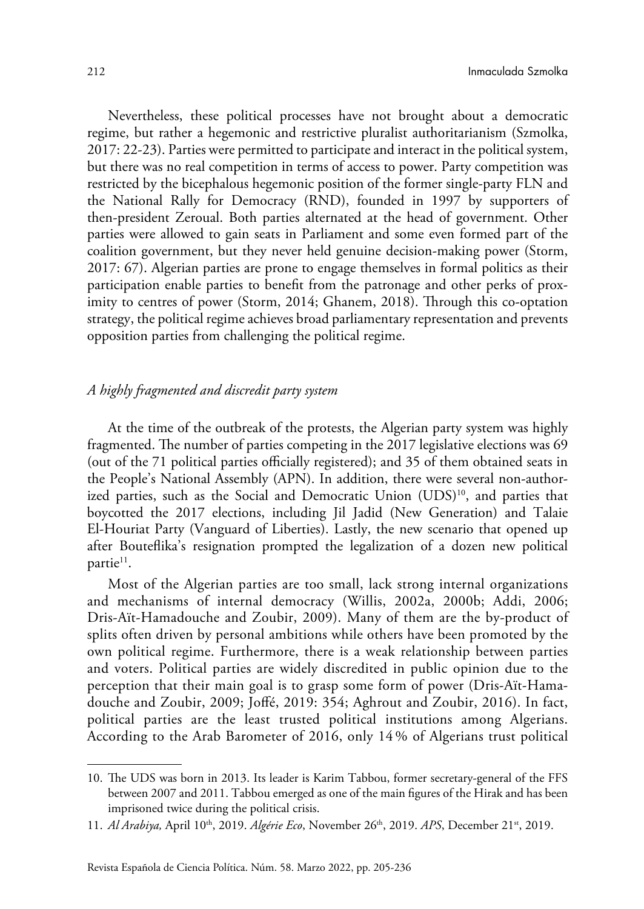Nevertheless, these political processes have not brought about a democratic regime, but rather a hegemonic and restrictive pluralist authoritarianism (Szmolka, 2017: 22-23). Parties were permitted to participate and interact in the political system, but there was no real competition in terms of access to power. Party competition was restricted by the bicephalous hegemonic position of the former single-party FLN and the National Rally for Democracy (RND), founded in 1997 by supporters of then-president Zeroual. Both parties alternated at the head of government. Other parties were allowed to gain seats in Parliament and some even formed part of the coalition government, but they never held genuine decision-making power (Storm, 2017: 67). Algerian parties are prone to engage themselves in formal politics as their participation enable parties to benefit from the patronage and other perks of proximity to centres of power (Storm, 2014; Ghanem, 2018). Through this co-optation strategy, the political regime achieves broad parliamentary representation and prevents opposition parties from challenging the political regime.

### *A highly fragmented and discredit party system*

At the time of the outbreak of the protests, the Algerian party system was highly fragmented. The number of parties competing in the 2017 legislative elections was 69 (out of the 71 political parties officially registered); and 35 of them obtained seats in the People's National Assembly (APN). In addition, there were several non-authorized parties, such as the Social and Democratic Union (UDS)[10], and parties that boycotted the 2017 elections, including Jil Jadid (New Generation) and Talaie El-Houriat Party (Vanguard of Liberties). Lastly, the new scenario that opened up after Bouteflika's resignation prompted the legalization of a dozen new political partie[11].

Most of the Algerian parties are too small, lack strong internal organizations and mechanisms of internal democracy (Willis, 2002a, 2000b; Addi, 2006; Dris-Aït-Hamadouche and Zoubir, 2009). Many of them are the by-product of splits often driven by personal ambitions while others have been promoted by the own political regime. Furthermore, there is a weak relationship between parties and voters. Political parties are widely discredited in public opinion due to the perception that their main goal is to grasp some form of power (Dris-Aït-Hamadouche and Zoubir, 2009; Joffé, 2019: 354; Aghrout and Zoubir, 2016). In fact, political parties are the least trusted political institutions among Algerians. According to the Arab Barometer of 2016, only 14 % of Algerians trust political

---

10. The UDS was born in 2013. Its leader is Karim Tabbou, former secretary-general of the FFS between 2007 and 2011. Tabbou emerged as one of the main figures of the Hirak and has been imprisoned twice during the political crisis.

11. *Al Arabiya,* April 10th, 2019. *Algérie Eco*, November 26th, 2019. *APS*, December 21st, 2019.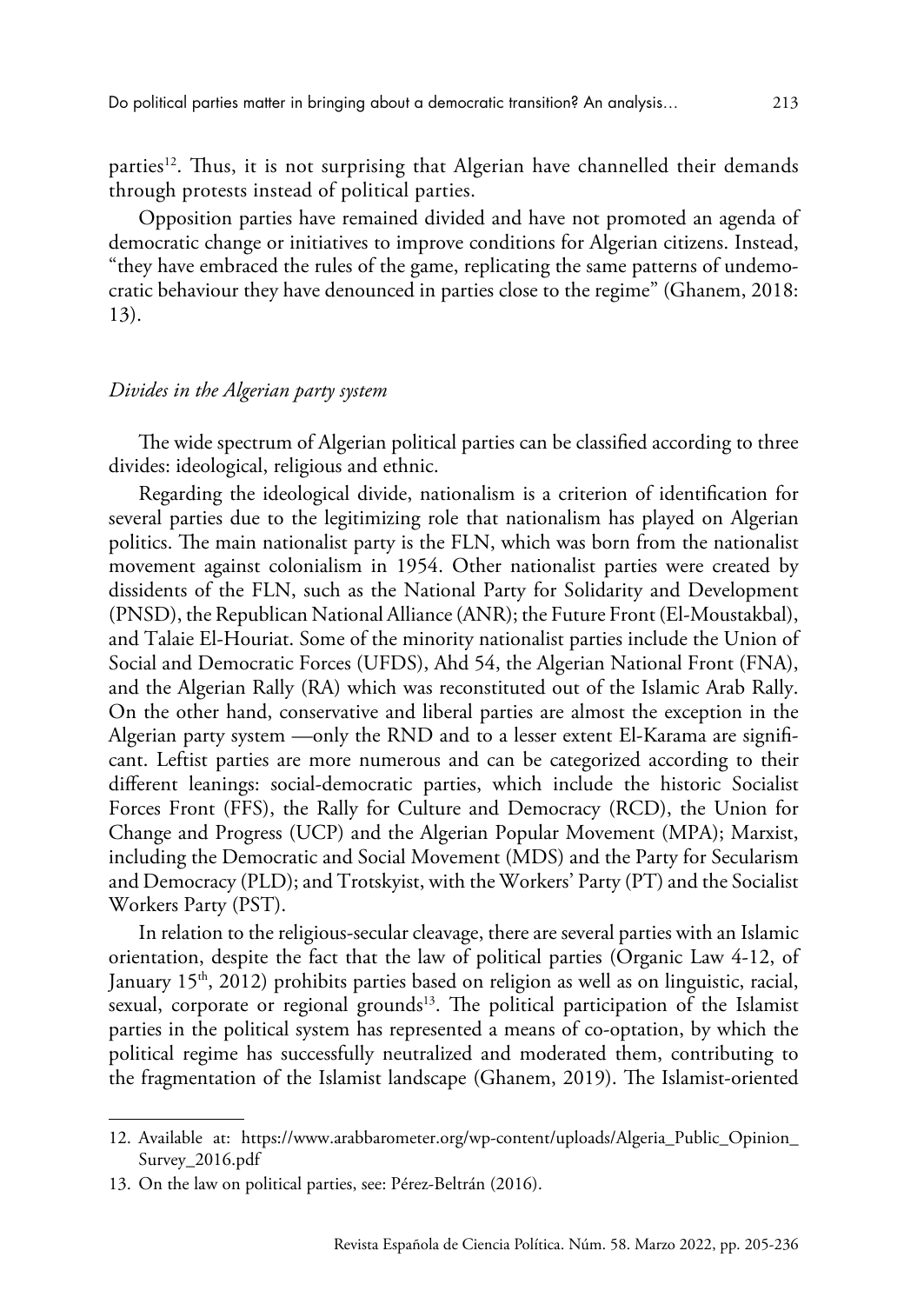parties[12]. Thus, it is not surprising that Algerian have channelled their demands through protests instead of political parties.

Opposition parties have remained divided and have not promoted an agenda of democratic change or initiatives to improve conditions for Algerian citizens. Instead, "they have embraced the rules of the game, replicating the same patterns of undemocratic behaviour they have denounced in parties close to the regime" (Ghanem, 2018: 13).

### *Divides in the Algerian party system*

The wide spectrum of Algerian political parties can be classified according to three divides: ideological, religious and ethnic.

Regarding the ideological divide, nationalism is a criterion of identification for several parties due to the legitimizing role that nationalism has played on Algerian politics. The main nationalist party is the FLN, which was born from the nationalist movement against colonialism in 1954. Other nationalist parties were created by dissidents of the FLN, such as the National Party for Solidarity and Development (PNSD), the Republican National Alliance (ANR); the Future Front (El-Moustakbal), and Talaie El-Houriat. Some of the minority nationalist parties include the Union of Social and Democratic Forces (UFDS), Ahd 54, the Algerian National Front (FNA), and the Algerian Rally (RA) which was reconstituted out of the Islamic Arab Rally. On the other hand, conservative and liberal parties are almost the exception in the Algerian party system —only the RND and to a lesser extent El-Karama are significant. Leftist parties are more numerous and can be categorized according to their different leanings: social-democratic parties, which include the historic Socialist Forces Front (FFS), the Rally for Culture and Democracy (RCD), the Union for Change and Progress (UCP) and the Algerian Popular Movement (MPA); Marxist, including the Democratic and Social Movement (MDS) and the Party for Secularism and Democracy (PLD); and Trotskyist, with the Workers' Party (PT) and the Socialist Workers Party (PST).

In relation to the religious-secular cleavage, there are several parties with an Islamic orientation, despite the fact that the law of political parties (Organic Law 4-12, of January 15th, 2012) prohibits parties based on religion as well as on linguistic, racial, sexual, corporate or regional grounds[13]. The political participation of the Islamist parties in the political system has represented a means of co-optation, by which the political regime has successfully neutralized and moderated them, contributing to the fragmentation of the Islamist landscape (Ghanem, 2019). The Islamist-oriented

---

12. Available at: https://www.arabbarometer.org/wp-content/uploads/Algeria_Public_Opinion_Survey_2016.pdf

13. On the law on political parties, see: Pérez-Beltrán (2016).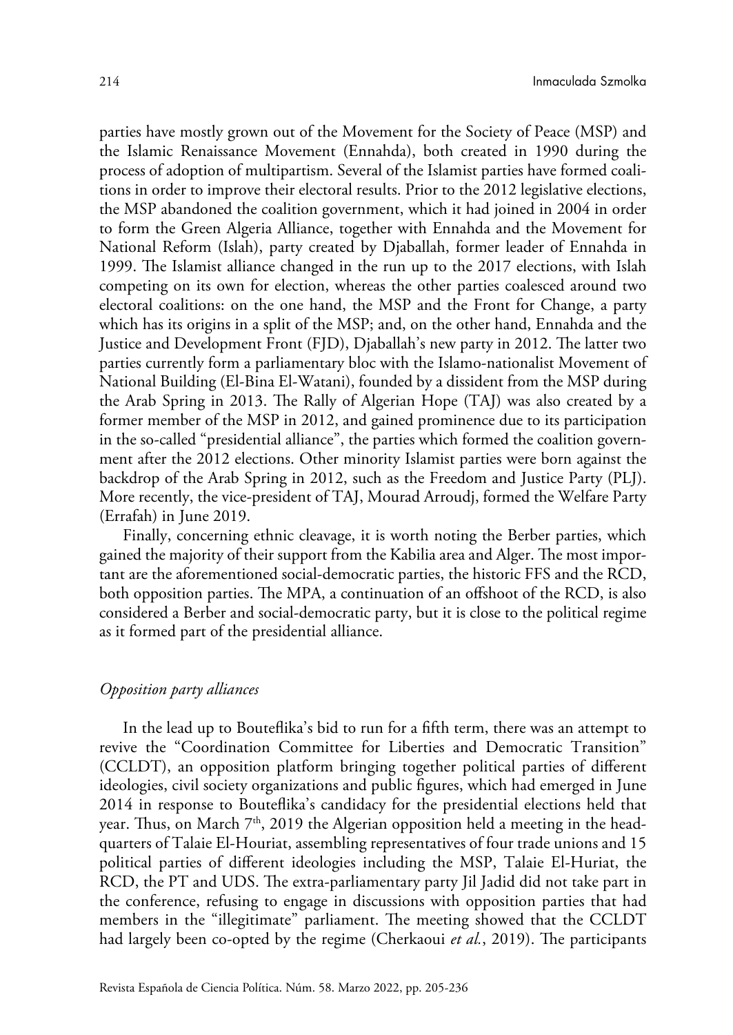parties have mostly grown out of the Movement for the Society of Peace (MSP) and the Islamic Renaissance Movement (Ennahda), both created in 1990 during the process of adoption of multipartism. Several of the Islamist parties have formed coalitions in order to improve their electoral results. Prior to the 2012 legislative elections, the MSP abandoned the coalition government, which it had joined in 2004 in order to form the Green Algeria Alliance, together with Ennahda and the Movement for National Reform (Islah), party created by Djaballah, former leader of Ennahda in 1999. The Islamist alliance changed in the run up to the 2017 elections, with Islah competing on its own for election, whereas the other parties coalesced around two electoral coalitions: on the one hand, the MSP and the Front for Change, a party which has its origins in a split of the MSP; and, on the other hand, Ennahda and the Justice and Development Front (FJD), Djaballah's new party in 2012. The latter two parties currently form a parliamentary bloc with the Islamo-nationalist Movement of National Building (El-Bina El-Watani), founded by a dissident from the MSP during the Arab Spring in 2013. The Rally of Algerian Hope (TAJ) was also created by a former member of the MSP in 2012, and gained prominence due to its participation in the so-called "presidential alliance", the parties which formed the coalition government after the 2012 elections. Other minority Islamist parties were born against the backdrop of the Arab Spring in 2012, such as the Freedom and Justice Party (PLJ). More recently, the vice-president of TAJ, Mourad Arroudj, formed the Welfare Party (Errafah) in June 2019.

Finally, concerning ethnic cleavage, it is worth noting the Berber parties, which gained the majority of their support from the Kabilia area and Alger. The most important are the aforementioned social-democratic parties, the historic FFS and the RCD, both opposition parties. The MPA, a continuation of an offshoot of the RCD, is also considered a Berber and social-democratic party, but it is close to the political regime as it formed part of the presidential alliance.

### *Opposition party alliances*

In the lead up to Bouteflika's bid to run for a fifth term, there was an attempt to revive the "Coordination Committee for Liberties and Democratic Transition" (CCLDT), an opposition platform bringing together political parties of different ideologies, civil society organizations and public figures, which had emerged in June 2014 in response to Bouteflika's candidacy for the presidential elections held that year. Thus, on March 7th, 2019 the Algerian opposition held a meeting in the headquarters of Talaie El-Houriat, assembling representatives of four trade unions and 15 political parties of different ideologies including the MSP, Talaie El-Huriat, the RCD, the PT and UDS. The extra-parliamentary party Jil Jadid did not take part in the conference, refusing to engage in discussions with opposition parties that had members in the "illegitimate" parliament. The meeting showed that the CCLDT had largely been co-opted by the regime (Cherkaoui *et al.*, 2019). The participants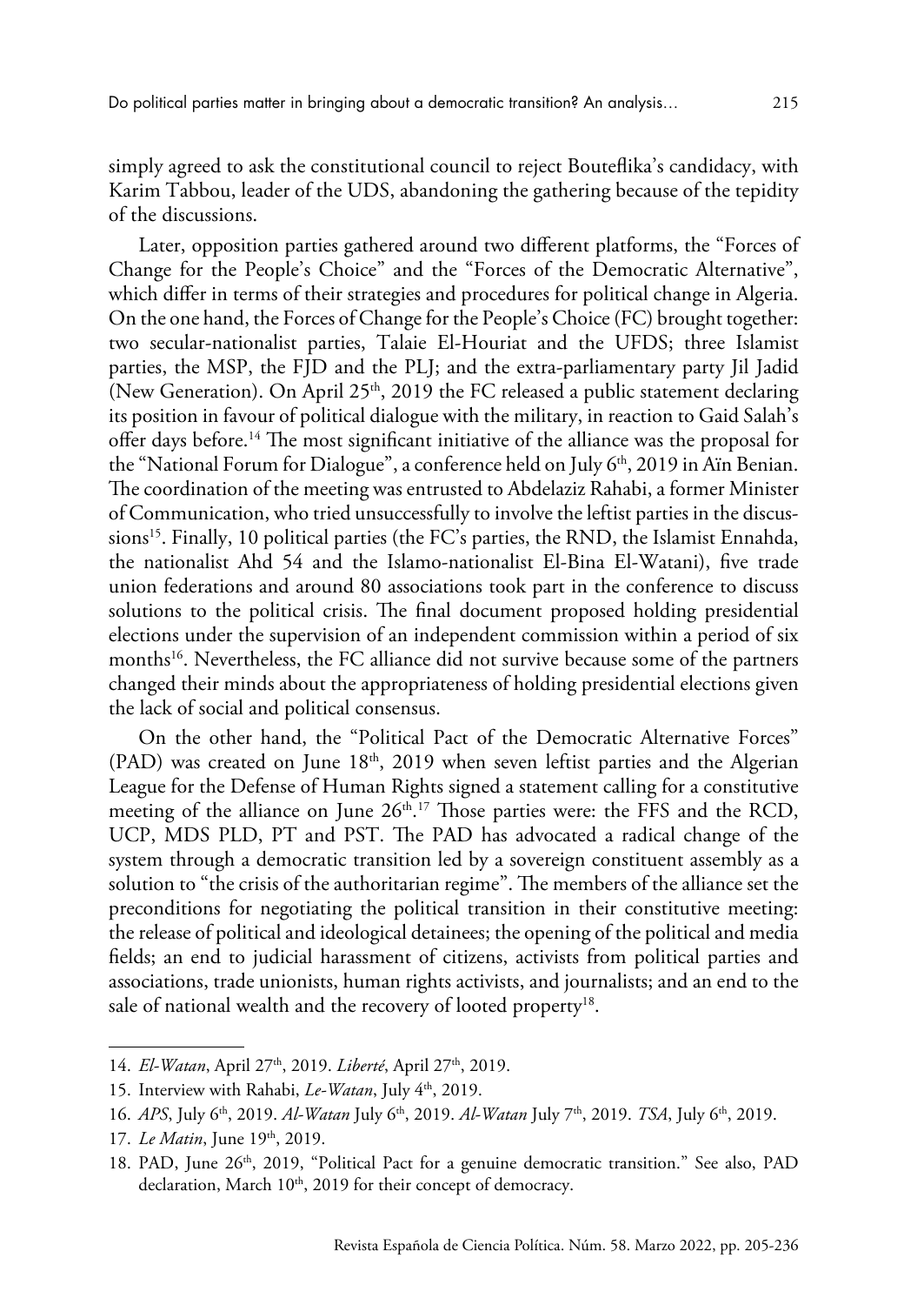simply agreed to ask the constitutional council to reject Bouteflika's candidacy, with Karim Tabbou, leader of the UDS, abandoning the gathering because of the tepidity of the discussions.

Later, opposition parties gathered around two different platforms, the "Forces of Change for the People's Choice" and the "Forces of the Democratic Alternative", which differ in terms of their strategies and procedures for political change in Algeria. On the one hand, the Forces of Change for the People's Choice (FC) brought together: two secular-nationalist parties, Talaie El-Houriat and the UFDS; three Islamist parties, the MSP, the FJD and the PLJ; and the extra-parliamentary party Jil Jadid (New Generation). On April 25th, 2019 the FC released a public statement declaring its position in favour of political dialogue with the military, in reaction to Gaid Salah's offer days before.[14] The most significant initiative of the alliance was the proposal for the "National Forum for Dialogue", a conference held on July 6th, 2019 in Aïn Benian. The coordination of the meeting was entrusted to Abdelaziz Rahabi, a former Minister of Communication, who tried unsuccessfully to involve the leftist parties in the discussions[15]. Finally, 10 political parties (the FC's parties, the RND, the Islamist Ennahda, the nationalist Ahd 54 and the Islamo-nationalist El-Bina El-Watani), five trade union federations and around 80 associations took part in the conference to discuss solutions to the political crisis. The final document proposed holding presidential elections under the supervision of an independent commission within a period of six months[16]. Nevertheless, the FC alliance did not survive because some of the partners changed their minds about the appropriateness of holding presidential elections given the lack of social and political consensus.

On the other hand, the "Political Pact of the Democratic Alternative Forces" (PAD) was created on June 18th, 2019 when seven leftist parties and the Algerian League for the Defense of Human Rights signed a statement calling for a constitutive meeting of the alliance on June 26th.[17] Those parties were: the FFS and the RCD, UCP, MDS PLD, PT and PST. The PAD has advocated a radical change of the system through a democratic transition led by a sovereign constituent assembly as a solution to "the crisis of the authoritarian regime". The members of the alliance set the preconditions for negotiating the political transition in their constitutive meeting: the release of political and ideological detainees; the opening of the political and media fields; an end to judicial harassment of citizens, activists from political parties and associations, trade unionists, human rights activists, and journalists; and an end to the sale of national wealth and the recovery of looted property[18].

---

14. *El-Watan*, April 27th, 2019. *Liberté*, April 27th, 2019.
15. Interview with Rahabi, *Le-Watan*, July 4th, 2019.
16. *APS*, July 6th, 2019. *Al-Watan* July 6th, 2019. *Al-Watan* July 7th, 2019. *TSA*, July 6th, 2019.
17. *Le Matin*, June 19th, 2019.
18. PAD, June 26th, 2019, "Political Pact for a genuine democratic transition." See also, PAD declaration, March 10th, 2019 for their concept of democracy.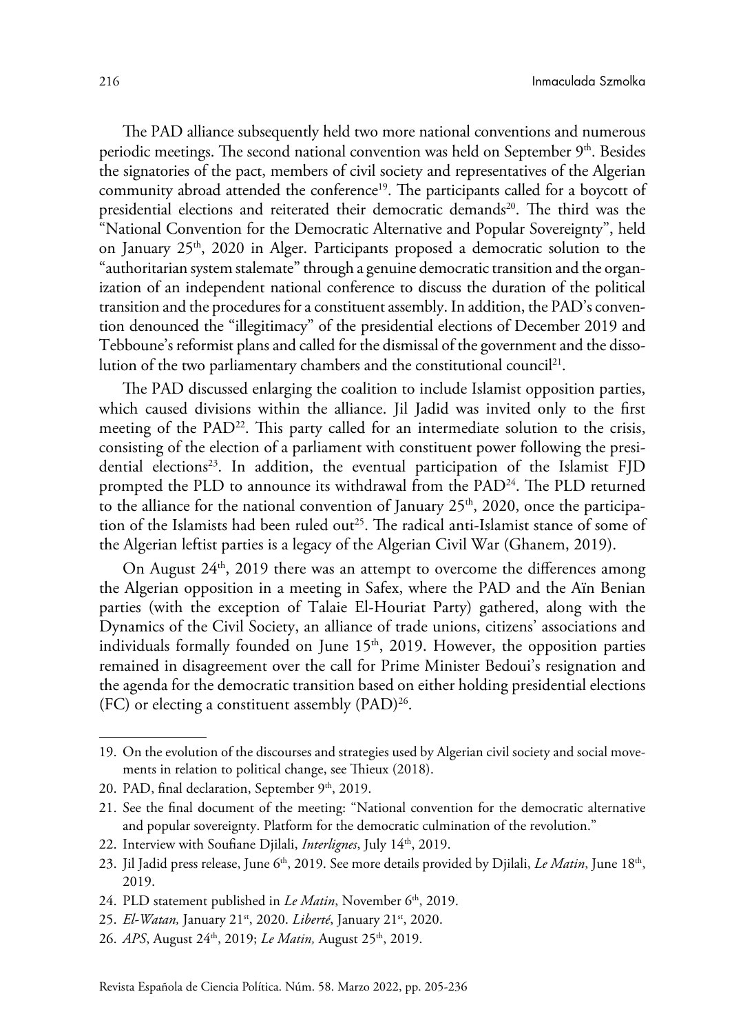The PAD alliance subsequently held two more national conventions and numerous periodic meetings. The second national convention was held on September 9th. Besides the signatories of the pact, members of civil society and representatives of the Algerian community abroad attended the conference[19]. The participants called for a boycott of presidential elections and reiterated their democratic demands[20]. The third was the "National Convention for the Democratic Alternative and Popular Sovereignty", held on January 25th, 2020 in Alger. Participants proposed a democratic solution to the "authoritarian system stalemate" through a genuine democratic transition and the organization of an independent national conference to discuss the duration of the political transition and the procedures for a constituent assembly. In addition, the PAD's convention denounced the "illegitimacy" of the presidential elections of December 2019 and Tebboune's reformist plans and called for the dismissal of the government and the dissolution of the two parliamentary chambers and the constitutional council[21].

The PAD discussed enlarging the coalition to include Islamist opposition parties, which caused divisions within the alliance. Jil Jadid was invited only to the first meeting of the PAD[22]. This party called for an intermediate solution to the crisis, consisting of the election of a parliament with constituent power following the presidential elections[23]. In addition, the eventual participation of the Islamist FJD prompted the PLD to announce its withdrawal from the PAD[24]. The PLD returned to the alliance for the national convention of January 25th, 2020, once the participation of the Islamists had been ruled out[25]. The radical anti-Islamist stance of some of the Algerian leftist parties is a legacy of the Algerian Civil War (Ghanem, 2019).

On August 24th, 2019 there was an attempt to overcome the differences among the Algerian opposition in a meeting in Safex, where the PAD and the Aïn Benian parties (with the exception of Talaie El-Houriat Party) gathered, along with the Dynamics of the Civil Society, an alliance of trade unions, citizens' associations and individuals formally founded on June 15th, 2019. However, the opposition parties remained in disagreement over the call for Prime Minister Bedoui's resignation and the agenda for the democratic transition based on either holding presidential elections (FC) or electing a constituent assembly (PAD)[26].

---

19. On the evolution of the discourses and strategies used by Algerian civil society and social movements in relation to political change, see Thieux (2018).
20. PAD, final declaration, September 9th, 2019.
21. See the final document of the meeting: "National convention for the democratic alternative and popular sovereignty. Platform for the democratic culmination of the revolution."
22. Interview with Soufiane Djilali, *Interlignes*, July 14th, 2019.
23. Jil Jadid press release, June 6th, 2019. See more details provided by Djilali, *Le Matin*, June 18th, 2019.
24. PLD statement published in *Le Matin*, November 6th, 2019.
25. *El-Watan,* January 21st, 2020. *Liberté*, January 21st, 2020.
26. *APS*, August 24th, 2019; *Le Matin,* August 25th, 2019.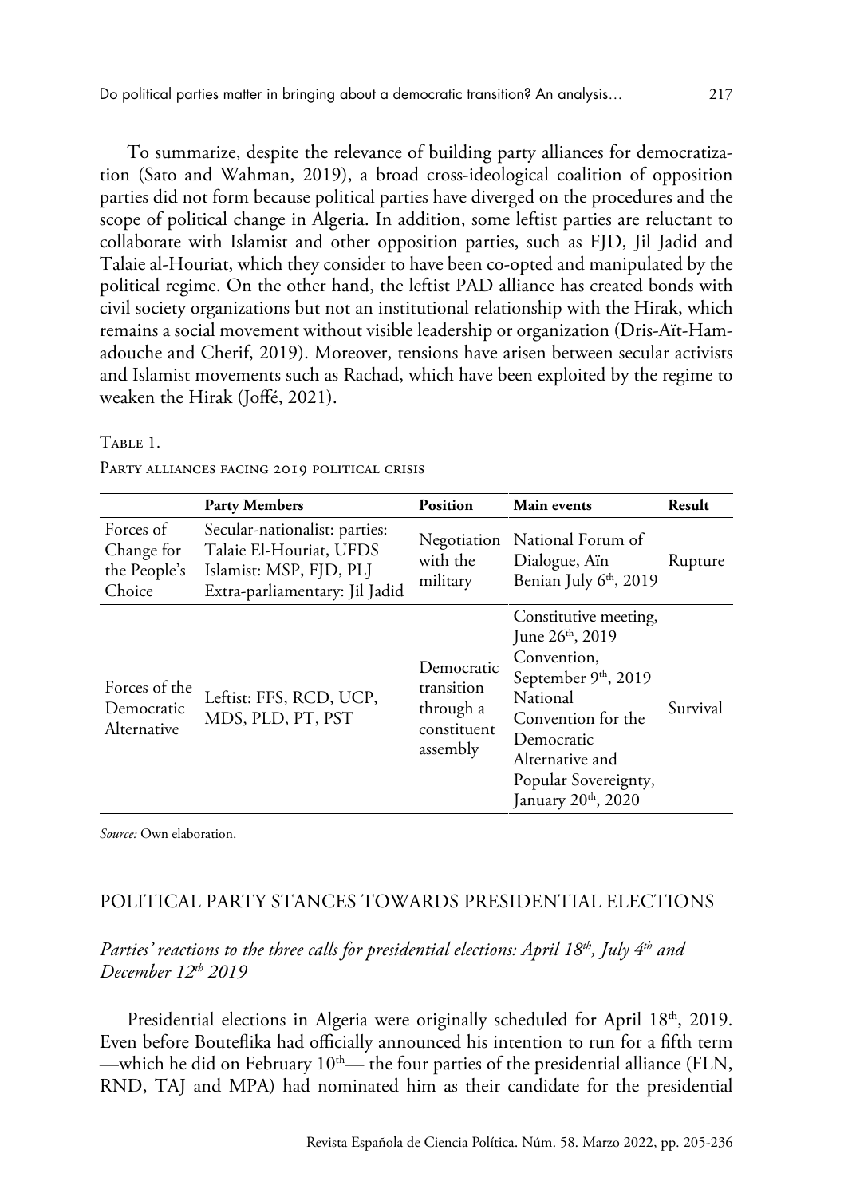To summarize, despite the relevance of building party alliances for democratization (Sato and Wahman, 2019), a broad cross-ideological coalition of opposition parties did not form because political parties have diverged on the procedures and the scope of political change in Algeria. In addition, some leftist parties are reluctant to collaborate with Islamist and other opposition parties, such as FJD, Jil Jadid and Talaie al-Houriat, which they consider to have been co-opted and manipulated by the political regime. On the other hand, the leftist PAD alliance has created bonds with civil society organizations but not an institutional relationship with the Hirak, which remains a social movement without visible leadership or organization (Dris-Aït-Hamadouche and Cherif, 2019). Moreover, tensions have arisen between secular activists and Islamist movements such as Rachad, which have been exploited by the regime to weaken the Hirak (Joffé, 2021).

Table 1.

Party alliances facing 2019 political crisis

| | Party Members | Position | Main events | Result |
|---|---|---|---|---|
| Forces of Change for the People's Choice | Secular-nationalist: parties: Talaie El-Houriat, UFDS Islamist: MSP, FJD, PLJ Extra-parliamentary: Jil Jadid | Negotiation with the military | National Forum of Dialogue, Aïn Benian July 6th, 2019 | Rupture |
| Forces of the Democratic Alternative | Leftist: FFS, RCD, UCP, MDS, PLD, PT, PST | Democratic transition through a constituent assembly | Constitutive meeting, June 26th, 2019 Convention, September 9th, 2019 National Convention for the Democratic Alternative and Popular Sovereignty, January 20th, 2020 | Survival |

*Source:* Own elaboration.

## POLITICAL PARTY STANCES TOWARDS PRESIDENTIAL ELECTIONS

### *Parties' reactions to the three calls for presidential elections: April 18th, July 4th and December 12th 2019*

Presidential elections in Algeria were originally scheduled for April 18th, 2019. Even before Bouteflika had officially announced his intention to run for a fifth term —which he did on February 10th— the four parties of the presidential alliance (FLN, RND, TAJ and MPA) had nominated him as their candidate for the presidential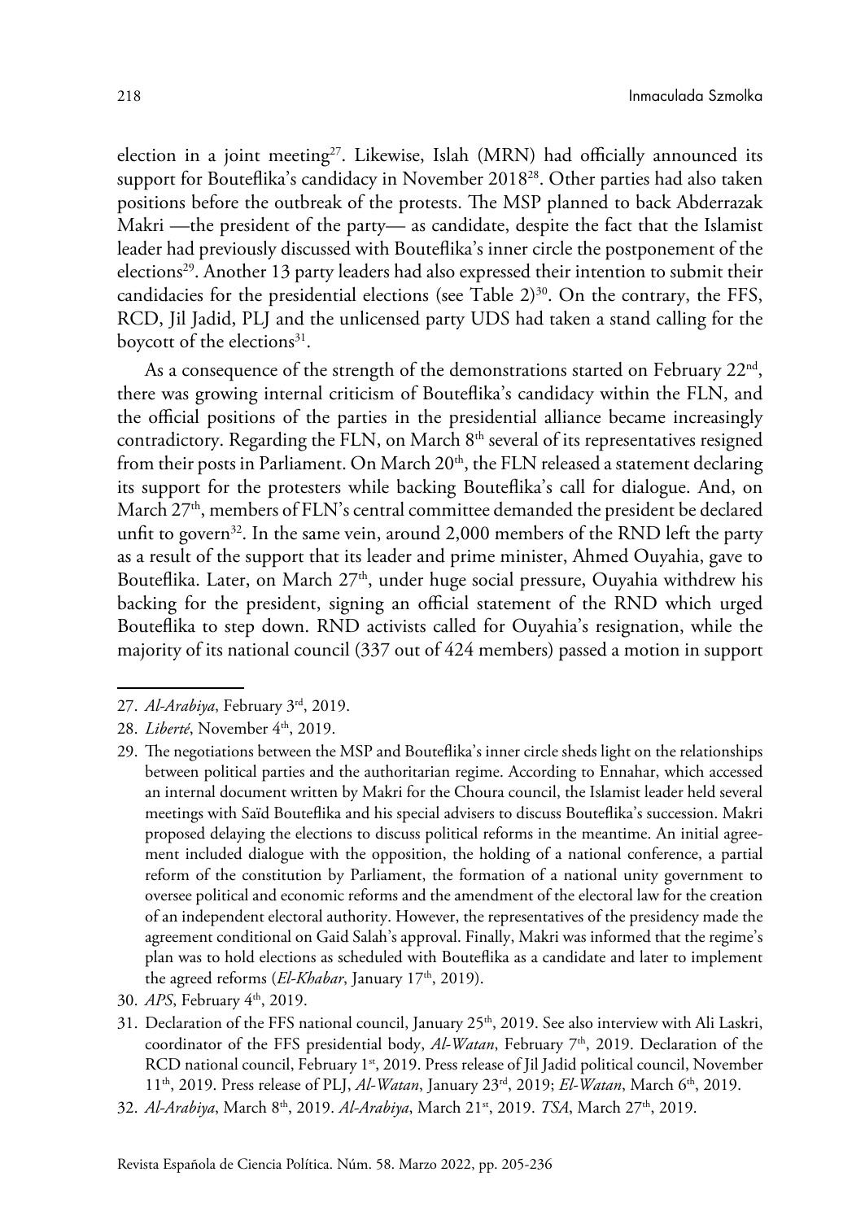election in a joint meeting[27]. Likewise, Islah (MRN) had officially announced its support for Bouteflika's candidacy in November 2018[28]. Other parties had also taken positions before the outbreak of the protests. The MSP planned to back Abderrazak Makri —the president of the party— as candidate, despite the fact that the Islamist leader had previously discussed with Bouteflika's inner circle the postponement of the elections[29]. Another 13 party leaders had also expressed their intention to submit their candidacies for the presidential elections (see Table 2)[30]. On the contrary, the FFS, RCD, Jil Jadid, PLJ and the unlicensed party UDS had taken a stand calling for the boycott of the elections[31].

As a consequence of the strength of the demonstrations started on February 22nd, there was growing internal criticism of Bouteflika's candidacy within the FLN, and the official positions of the parties in the presidential alliance became increasingly contradictory. Regarding the FLN, on March 8th several of its representatives resigned from their posts in Parliament. On March 20th, the FLN released a statement declaring its support for the protesters while backing Bouteflika's call for dialogue. And, on March 27th, members of FLN's central committee demanded the president be declared unfit to govern[32]. In the same vein, around 2,000 members of the RND left the party as a result of the support that its leader and prime minister, Ahmed Ouyahia, gave to Bouteflika. Later, on March 27th, under huge social pressure, Ouyahia withdrew his backing for the president, signing an official statement of the RND which urged Bouteflika to step down. RND activists called for Ouyahia's resignation, while the majority of its national council (337 out of 424 members) passed a motion in support

---

27. *Al-Arabiya*, February 3rd, 2019.
28. *Liberté*, November 4th, 2019.
29. The negotiations between the MSP and Bouteflika's inner circle sheds light on the relationships between political parties and the authoritarian regime. According to Ennahar, which accessed an internal document written by Makri for the Choura council, the Islamist leader held several meetings with Saïd Bouteflika and his special advisers to discuss Bouteflika's succession. Makri proposed delaying the elections to discuss political reforms in the meantime. An initial agreement included dialogue with the opposition, the holding of a national conference, a partial reform of the constitution by Parliament, the formation of a national unity government to oversee political and economic reforms and the amendment of the electoral law for the creation of an independent electoral authority. However, the representatives of the presidency made the agreement conditional on Gaid Salah's approval. Finally, Makri was informed that the regime's plan was to hold elections as scheduled with Bouteflika as a candidate and later to implement the agreed reforms (*El-Khabar*, January 17th, 2019).
30. *APS*, February 4th, 2019.
31. Declaration of the FFS national council, January 25th, 2019. See also interview with Ali Laskri, coordinator of the FFS presidential body, *Al-Watan*, February 7th, 2019. Declaration of the RCD national council, February 1st, 2019. Press release of Jil Jadid political council, November 11th, 2019. Press release of PLJ, *Al-Watan*, January 23rd, 2019; *El-Watan*, March 6th, 2019.
32. *Al-Arabiya*, March 8th, 2019. *Al-Arabiya*, March 21st, 2019. *TSA*, March 27th, 2019.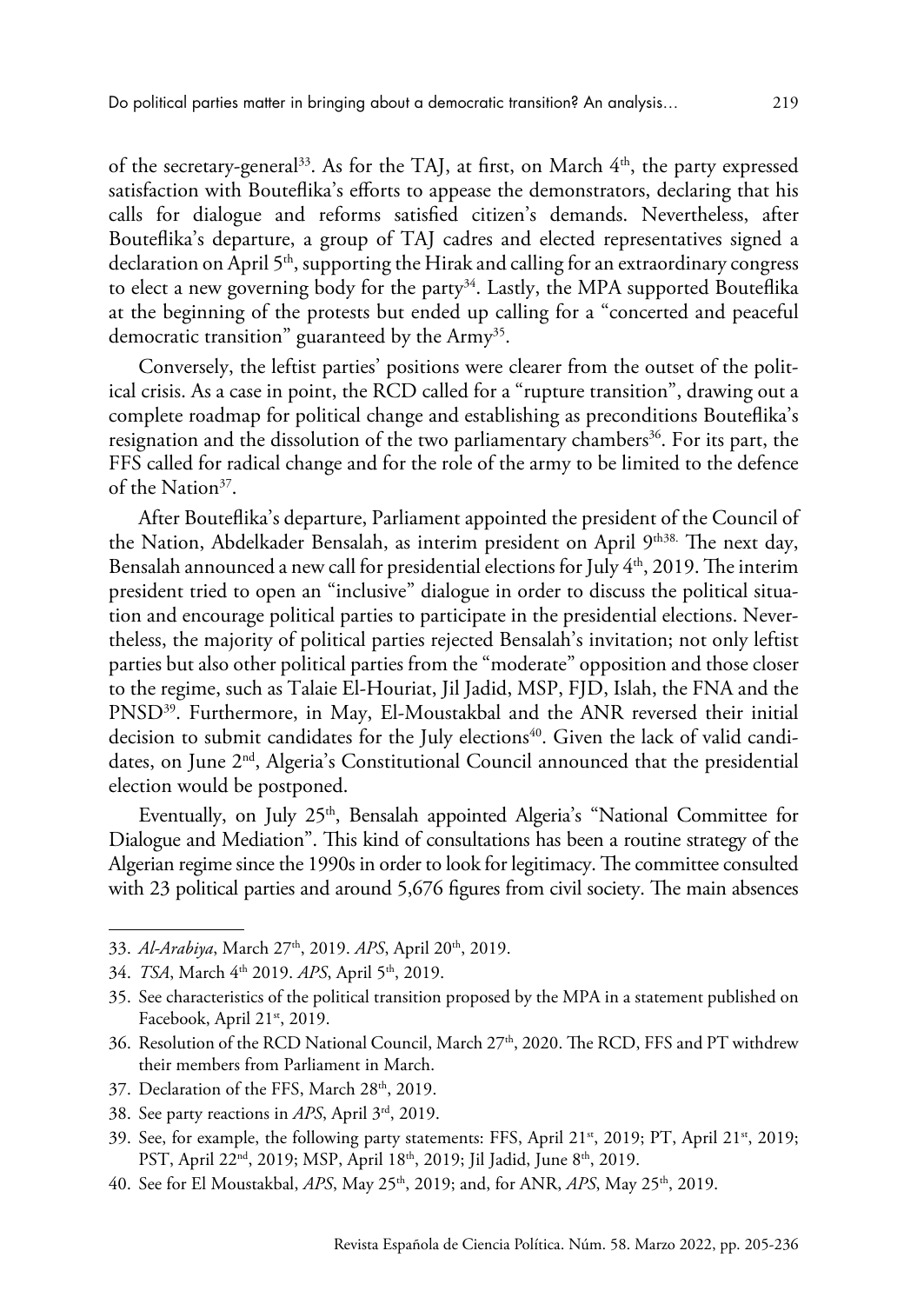of the secretary-general[33]. As for the TAJ, at first, on March 4th, the party expressed satisfaction with Bouteflika's efforts to appease the demonstrators, declaring that his calls for dialogue and reforms satisfied citizen's demands. Nevertheless, after Bouteflika's departure, a group of TAJ cadres and elected representatives signed a declaration on April 5th, supporting the Hirak and calling for an extraordinary congress to elect a new governing body for the party[34]. Lastly, the MPA supported Bouteflika at the beginning of the protests but ended up calling for a "concerted and peaceful democratic transition" guaranteed by the Army[35].

Conversely, the leftist parties' positions were clearer from the outset of the political crisis. As a case in point, the RCD called for a "rupture transition", drawing out a complete roadmap for political change and establishing as preconditions Bouteflika's resignation and the dissolution of the two parliamentary chambers[36]. For its part, the FFS called for radical change and for the role of the army to be limited to the defence of the Nation[37].

After Bouteflika's departure, Parliament appointed the president of the Council of the Nation, Abdelkader Bensalah, as interim president on April 9th[38]. The next day, Bensalah announced a new call for presidential elections for July 4th, 2019. The interim president tried to open an "inclusive" dialogue in order to discuss the political situation and encourage political parties to participate in the presidential elections. Nevertheless, the majority of political parties rejected Bensalah's invitation; not only leftist parties but also other political parties from the "moderate" opposition and those closer to the regime, such as Talaie El-Houriat, Jil Jadid, MSP, FJD, Islah, the FNA and the PNSD[39]. Furthermore, in May, El-Moustakbal and the ANR reversed their initial decision to submit candidates for the July elections[40]. Given the lack of valid candidates, on June 2nd, Algeria's Constitutional Council announced that the presidential election would be postponed.

Eventually, on July 25th, Bensalah appointed Algeria's "National Committee for Dialogue and Mediation". This kind of consultations has been a routine strategy of the Algerian regime since the 1990s in order to look for legitimacy. The committee consulted with 23 political parties and around 5,676 figures from civil society. The main absences

---

33. *Al-Arabiya*, March 27th, 2019. *APS*, April 20th, 2019.
34. *TSA*, March 4th 2019. *APS*, April 5th, 2019.
35. See characteristics of the political transition proposed by the MPA in a statement published on Facebook, April 21st, 2019.
36. Resolution of the RCD National Council, March 27th, 2020. The RCD, FFS and PT withdrew their members from Parliament in March.
37. Declaration of the FFS, March 28th, 2019.
38. See party reactions in *APS*, April 3rd, 2019.
39. See, for example, the following party statements: FFS, April 21st, 2019; PT, April 21st, 2019; PST, April 22nd, 2019; MSP, April 18th, 2019; Jil Jadid, June 8th, 2019.
40. See for El Moustakbal, *APS*, May 25th, 2019; and, for ANR, *APS*, May 25th, 2019.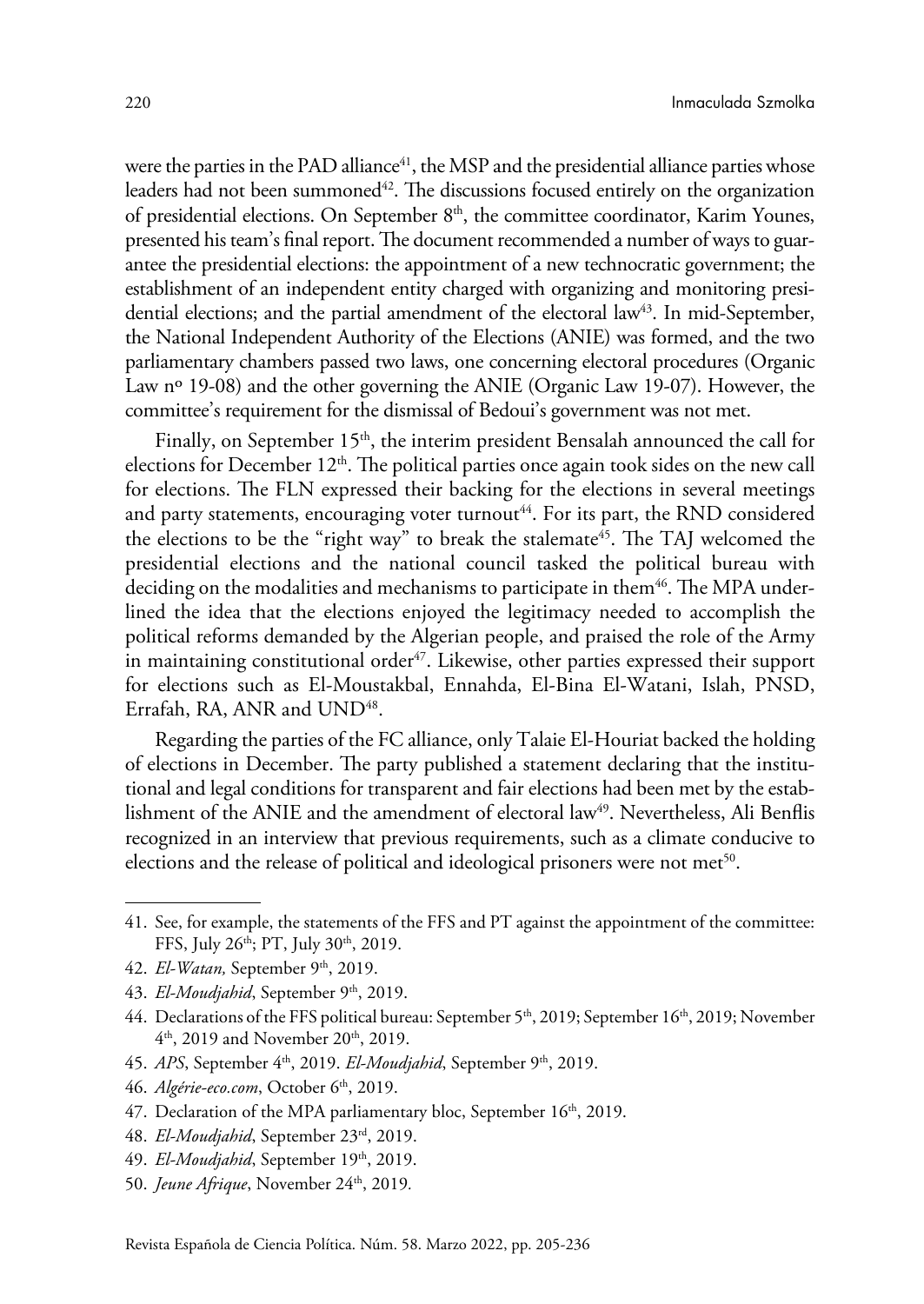were the parties in the PAD alliance[41], the MSP and the presidential alliance parties whose leaders had not been summoned[42]. The discussions focused entirely on the organization of presidential elections. On September 8th, the committee coordinator, Karim Younes, presented his team's final report. The document recommended a number of ways to guarantee the presidential elections: the appointment of a new technocratic government; the establishment of an independent entity charged with organizing and monitoring presidential elections; and the partial amendment of the electoral law[43]. In mid-September, the National Independent Authority of the Elections (ANIE) was formed, and the two parliamentary chambers passed two laws, one concerning electoral procedures (Organic Law nº 19-08) and the other governing the ANIE (Organic Law 19-07). However, the committee's requirement for the dismissal of Bedoui's government was not met.

Finally, on September 15th, the interim president Bensalah announced the call for elections for December 12th. The political parties once again took sides on the new call for elections. The FLN expressed their backing for the elections in several meetings and party statements, encouraging voter turnout[44]. For its part, the RND considered the elections to be the "right way" to break the stalemate[45]. The TAJ welcomed the presidential elections and the national council tasked the political bureau with deciding on the modalities and mechanisms to participate in them[46]. The MPA underlined the idea that the elections enjoyed the legitimacy needed to accomplish the political reforms demanded by the Algerian people, and praised the role of the Army in maintaining constitutional order[47]. Likewise, other parties expressed their support for elections such as El-Moustakbal, Ennahda, El-Bina El-Watani, Islah, PNSD, Errafah, RA, ANR and UND[48].

Regarding the parties of the FC alliance, only Talaie El-Houriat backed the holding of elections in December. The party published a statement declaring that the institutional and legal conditions for transparent and fair elections had been met by the establishment of the ANIE and the amendment of electoral law[49]. Nevertheless, Ali Benflis recognized in an interview that previous requirements, such as a climate conducive to elections and the release of political and ideological prisoners were not met[50].

---

41. See, for example, the statements of the FFS and PT against the appointment of the committee: FFS, July 26th; PT, July 30th, 2019.
42. *El-Watan,* September 9th, 2019.
43. *El-Moudjahid*, September 9th, 2019.
44. Declarations of the FFS political bureau: September 5th, 2019; September 16th, 2019; November 4th, 2019 and November 20th, 2019.
45. *APS*, September 4th, 2019. *El-Moudjahid*, September 9th, 2019.
46. *Algérie-eco.com*, October 6th, 2019.
47. Declaration of the MPA parliamentary bloc, September 16th, 2019.
48. *El-Moudjahid*, September 23rd, 2019.
49. *El-Moudjahid*, September 19th, 2019.
50. *Jeune Afrique*, November 24th, 2019.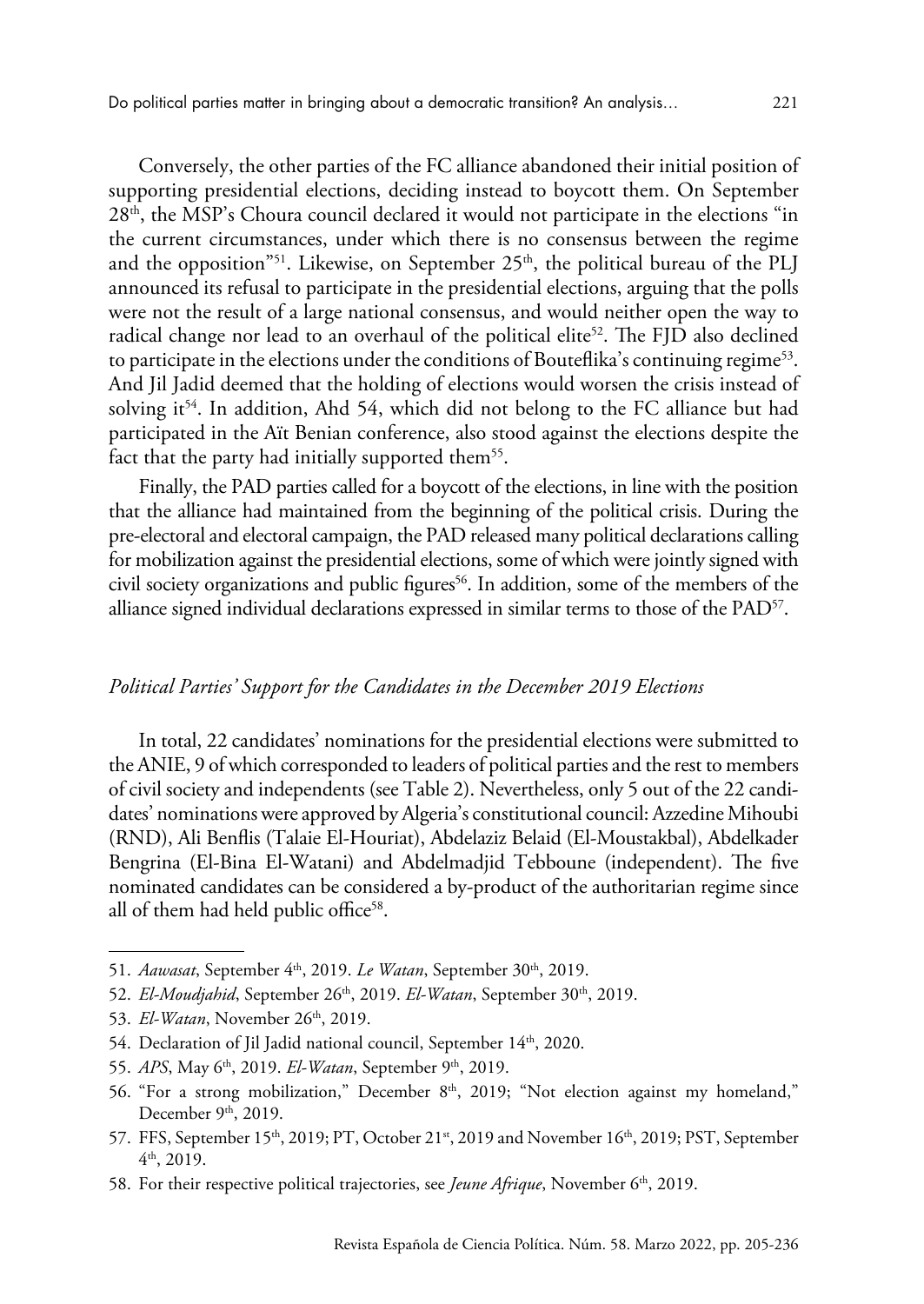Conversely, the other parties of the FC alliance abandoned their initial position of supporting presidential elections, deciding instead to boycott them. On September 28th, the MSP's Choura council declared it would not participate in the elections "in the current circumstances, under which there is no consensus between the regime and the opposition"[51]. Likewise, on September 25th, the political bureau of the PLJ announced its refusal to participate in the presidential elections, arguing that the polls were not the result of a large national consensus, and would neither open the way to radical change nor lead to an overhaul of the political elite[52]. The FJD also declined to participate in the elections under the conditions of Bouteflika's continuing regime[53]. And Jil Jadid deemed that the holding of elections would worsen the crisis instead of solving it[54]. In addition, Ahd 54, which did not belong to the FC alliance but had participated in the Aït Benian conference, also stood against the elections despite the fact that the party had initially supported them[55].

Finally, the PAD parties called for a boycott of the elections, in line with the position that the alliance had maintained from the beginning of the political crisis. During the pre-electoral and electoral campaign, the PAD released many political declarations calling for mobilization against the presidential elections, some of which were jointly signed with civil society organizations and public figures[56]. In addition, some of the members of the alliance signed individual declarations expressed in similar terms to those of the PAD[57].

### *Political Parties' Support for the Candidates in the December 2019 Elections*

In total, 22 candidates' nominations for the presidential elections were submitted to the ANIE, 9 of which corresponded to leaders of political parties and the rest to members of civil society and independents (see Table 2). Nevertheless, only 5 out of the 22 candidates' nominations were approved by Algeria's constitutional council: Azzedine Mihoubi (RND), Ali Benflis (Talaie El-Houriat), Abdelaziz Belaid (El-Moustakbal), Abdelkader Bengrina (El-Bina El-Watani) and Abdelmadjid Tebboune (independent). The five nominated candidates can be considered a by-product of the authoritarian regime since all of them had held public office[58].

---

51. *Aawasat*, September 4th, 2019. *Le Watan*, September 30th, 2019.
52. *El-Moudjahid*, September 26th, 2019. *El-Watan*, September 30th, 2019.
53. *El-Watan*, November 26th, 2019.
54. Declaration of Jil Jadid national council, September 14th, 2020.
55. *APS*, May 6th, 2019. *El-Watan*, September 9th, 2019.
56. "For a strong mobilization," December 8th, 2019; "Not election against my homeland," December 9th, 2019.
57. FFS, September 15th, 2019; PT, October 21st, 2019 and November 16th, 2019; PST, September 4th, 2019.
58. For their respective political trajectories, see *Jeune Afrique*, November 6th, 2019.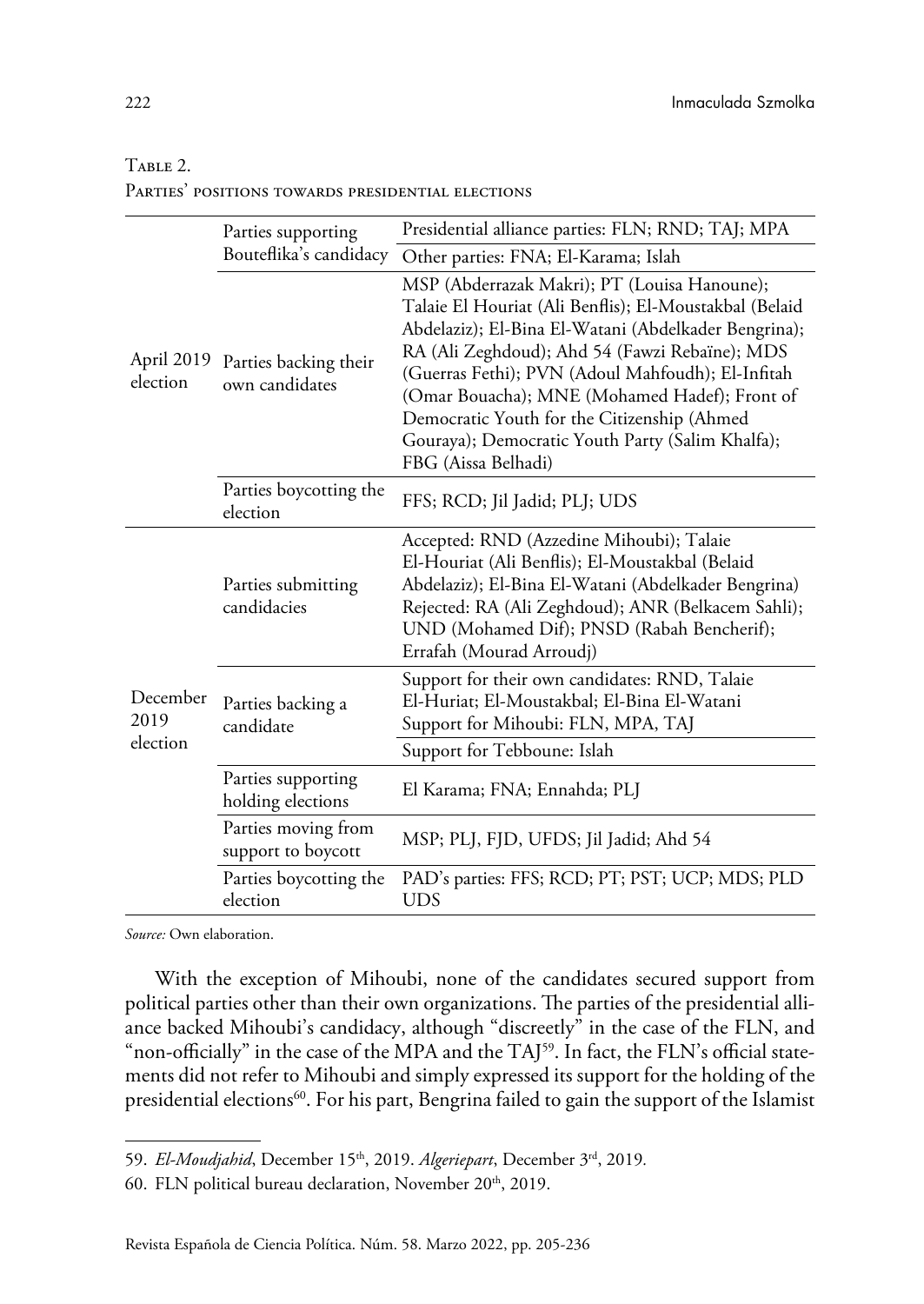Table 2.
Parties' positions towards presidential elections

| | | |
|---|---|---|
| April 2019 election | Parties supporting Bouteflika's candidacy | Presidential alliance parties: FLN; RND; TAJ; MPA |
| | | Other parties: FNA; El-Karama; Islah |
| | Parties backing their own candidates | MSP (Abderrazak Makri); PT (Louisa Hanoune); Talaie El Houriat (Ali Benflis); El-Moustakbal (Belaid Abdelaziz); El-Bina El-Watani (Abdelkader Bengrina); RA (Ali Zeghdoud); Ahd 54 (Fawzi Rebaïne); MDS (Guerras Fethi); PVN (Adoul Mahfoudh); El-Infitah (Omar Bouacha); MNE (Mohamed Hadef); Front of Democratic Youth for the Citizenship (Ahmed Gouraya); Democratic Youth Party (Salim Khalfa); FBG (Aissa Belhadi) |
| | Parties boycotting the election | FFS; RCD; Jil Jadid; PLJ; UDS |
| December 2019 election | Parties submitting candidacies | Accepted: RND (Azzedine Mihoubi); Talaie El-Houriat (Ali Benflis); El-Moustakbal (Belaid Abdelaziz); El-Bina El-Watani (Abdelkader Bengrina) Rejected: RA (Ali Zeghdoud); ANR (Belkacem Sahli); UND (Mohamed Dif); PNSD (Rabah Bencherif); Errafah (Mourad Arroudj) |
| | Parties backing a candidate | Support for their own candidates: RND, Talaie El-Huriat; El-Moustakbal; El-Bina El-Watani Support for Mihoubi: FLN, MPA, TAJ |
| | | Support for Tebboune: Islah |
| | Parties supporting holding elections | El Karama; FNA; Ennahda; PLJ |
| | Parties moving from support to boycott | MSP; PLJ, FJD, UFDS; Jil Jadid; Ahd 54 |
| | Parties boycotting the election | PAD's parties: FFS; RCD; PT; PST; UCP; MDS; PLD UDS |

*Source:* Own elaboration.

With the exception of Mihoubi, none of the candidates secured support from political parties other than their own organizations. The parties of the presidential alliance backed Mihoubi's candidacy, although "discreetly" in the case of the FLN, and "non-officially" in the case of the MPA and the TAJ[59]. In fact, the FLN's official statements did not refer to Mihoubi and simply expressed its support for the holding of the presidential elections[60]. For his part, Bengrina failed to gain the support of the Islamist

59. *El-Moudjahid*, December 15th, 2019. *Algeriepart*, December 3rd, 2019.

60. FLN political bureau declaration, November 20th, 2019.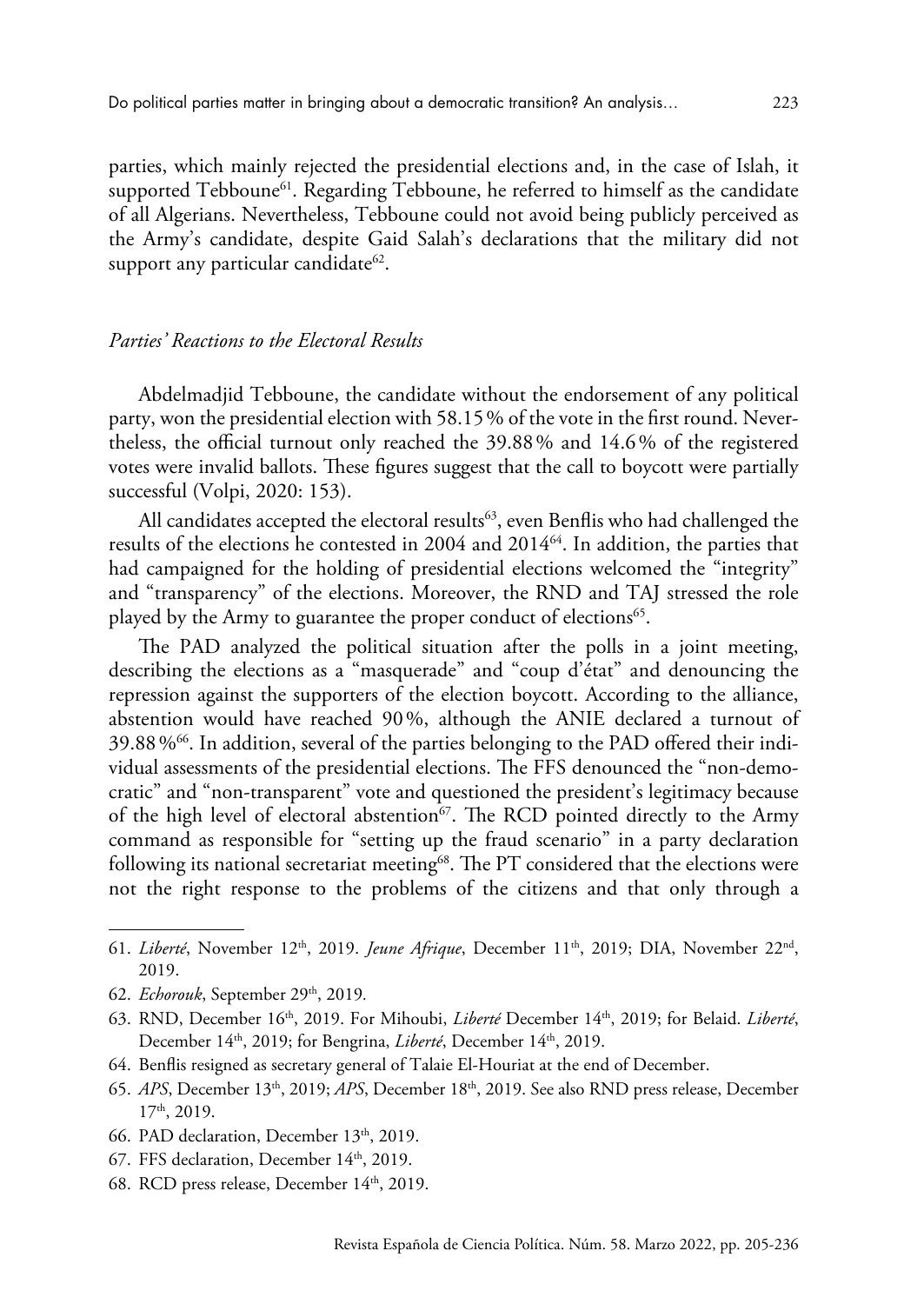parties, which mainly rejected the presidential elections and, in the case of Islah, it supported Tebboune[61]. Regarding Tebboune, he referred to himself as the candidate of all Algerians. Nevertheless, Tebboune could not avoid being publicly perceived as the Army's candidate, despite Gaid Salah's declarations that the military did not support any particular candidate[62].

### *Parties' Reactions to the Electoral Results*

Abdelmadjid Tebboune, the candidate without the endorsement of any political party, won the presidential election with 58.15 % of the vote in the first round. Nevertheless, the official turnout only reached the 39.88 % and 14.6 % of the registered votes were invalid ballots. These figures suggest that the call to boycott were partially successful (Volpi, 2020: 153).

All candidates accepted the electoral results[63], even Benflis who had challenged the results of the elections he contested in 2004 and 2014[64]. In addition, the parties that had campaigned for the holding of presidential elections welcomed the "integrity" and "transparency" of the elections. Moreover, the RND and TAJ stressed the role played by the Army to guarantee the proper conduct of elections[65].

The PAD analyzed the political situation after the polls in a joint meeting, describing the elections as a "masquerade" and "coup d'état" and denouncing the repression against the supporters of the election boycott. According to the alliance, abstention would have reached 90 %, although the ANIE declared a turnout of 39.88 %[66]. In addition, several of the parties belonging to the PAD offered their individual assessments of the presidential elections. The FFS denounced the "non-democratic" and "non-transparent" vote and questioned the president's legitimacy because of the high level of electoral abstention[67]. The RCD pointed directly to the Army command as responsible for "setting up the fraud scenario" in a party declaration following its national secretariat meeting[68]. The PT considered that the elections were not the right response to the problems of the citizens and that only through a

---

61. *Liberté*, November 12th, 2019. *Jeune Afrique*, December 11th, 2019; DIA, November 22nd, 2019.
62. *Echorouk*, September 29th, 2019.
63. RND, December 16th, 2019. For Mihoubi, *Liberté* December 14th, 2019; for Belaid. *Liberté*, December 14th, 2019; for Bengrina, *Liberté*, December 14th, 2019.
64. Benflis resigned as secretary general of Talaie El-Houriat at the end of December.
65. *APS*, December 13th, 2019; *APS*, December 18th, 2019. See also RND press release, December 17th, 2019.
66. PAD declaration, December 13th, 2019.
67. FFS declaration, December 14th, 2019.
68. RCD press release, December 14th, 2019.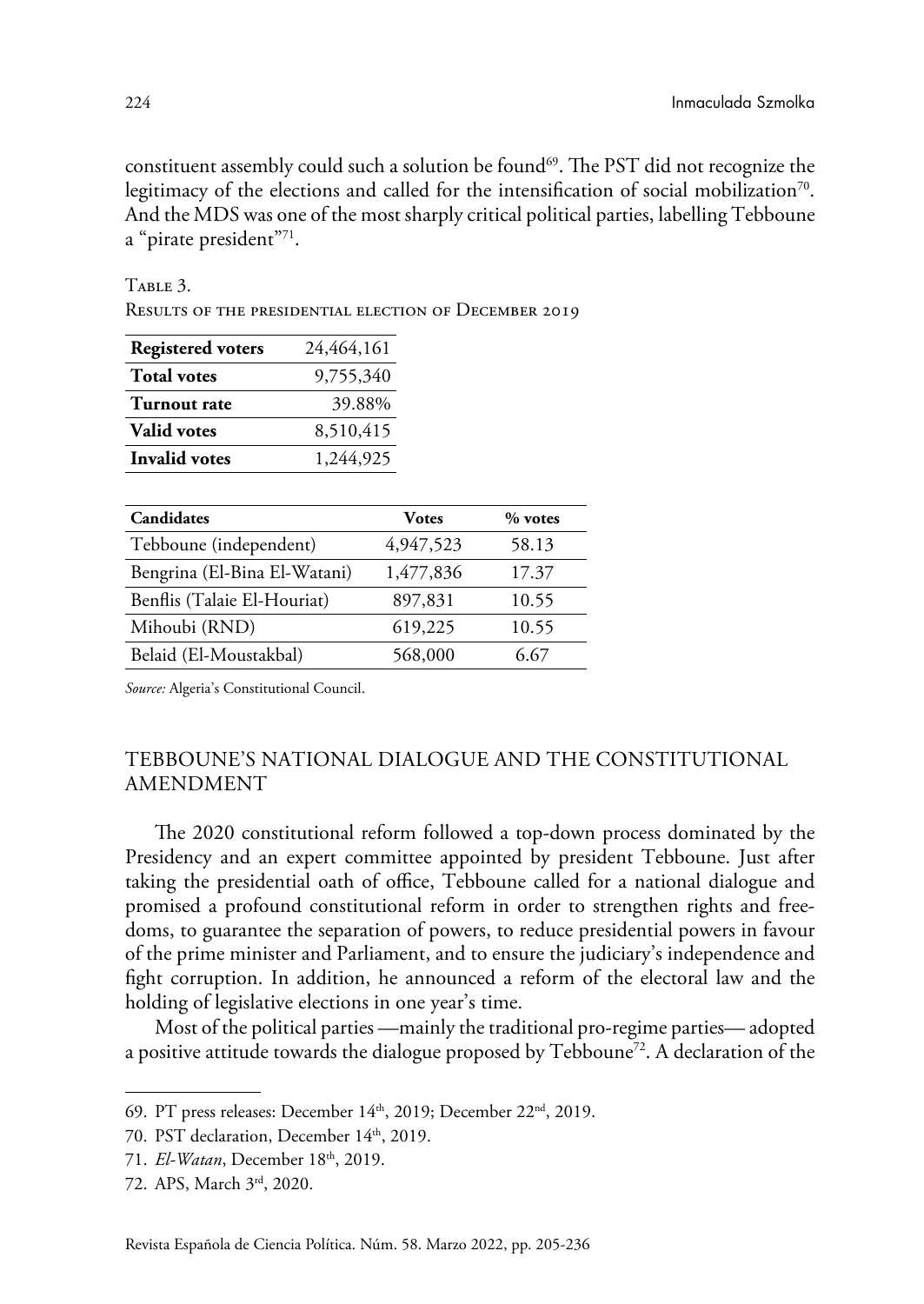constituent assembly could such a solution be found[69]. The PST did not recognize the legitimacy of the elections and called for the intensification of social mobilization[70]. And the MDS was one of the most sharply critical political parties, labelling Tebboune a "pirate president"[71].

Table 3.
Results of the presidential election of December 2019

| **Registered voters** | 24,464,161 |
|---|---|
| **Total votes** | 9,755,340 |
| **Turnout rate** | 39.88% |
| **Valid votes** | 8,510,415 |
| **Invalid votes** | 1,244,925 |

| **Candidates** | **Votes** | **% votes** |
|---|---|---|
| Tebboune (independent) | 4,947,523 | 58.13 |
| Bengrina (El-Bina El-Watani) | 1,477,836 | 17.37 |
| Benflis (Talaie El-Houriat) | 897,831 | 10.55 |
| Mihoubi (RND) | 619,225 | 10.55 |
| Belaid (El-Moustakbal) | 568,000 | 6.67 |

*Source:* Algeria's Constitutional Council.

## TEBBOUNE'S NATIONAL DIALOGUE AND THE CONSTITUTIONAL AMENDMENT

The 2020 constitutional reform followed a top-down process dominated by the Presidency and an expert committee appointed by president Tebboune. Just after taking the presidential oath of office, Tebboune called for a national dialogue and promised a profound constitutional reform in order to strengthen rights and freedoms, to guarantee the separation of powers, to reduce presidential powers in favour of the prime minister and Parliament, and to ensure the judiciary's independence and fight corruption. In addition, he announced a reform of the electoral law and the holding of legislative elections in one year's time.

Most of the political parties —mainly the traditional pro-regime parties— adopted a positive attitude towards the dialogue proposed by Tebboune[72]. A declaration of the

69. PT press releases: December 14th, 2019; December 22nd, 2019.

70. PST declaration, December 14th, 2019.

71. *El-Watan*, December 18th, 2019.

72. APS, March 3rd, 2020.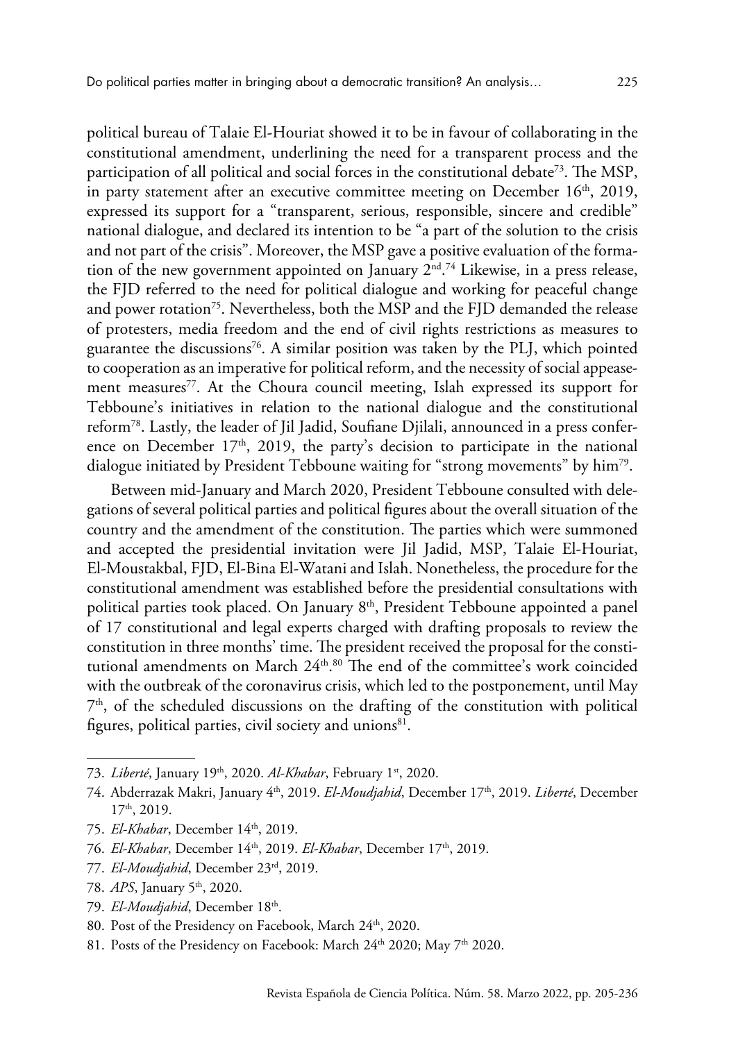political bureau of Talaie El-Houriat showed it to be in favour of collaborating in the constitutional amendment, underlining the need for a transparent process and the participation of all political and social forces in the constitutional debate[73]. The MSP, in party statement after an executive committee meeting on December 16th, 2019, expressed its support for a "transparent, serious, responsible, sincere and credible" national dialogue, and declared its intention to be "a part of the solution to the crisis and not part of the crisis". Moreover, the MSP gave a positive evaluation of the formation of the new government appointed on January 2nd.[74] Likewise, in a press release, the FJD referred to the need for political dialogue and working for peaceful change and power rotation[75]. Nevertheless, both the MSP and the FJD demanded the release of protesters, media freedom and the end of civil rights restrictions as measures to guarantee the discussions[76]. A similar position was taken by the PLJ, which pointed to cooperation as an imperative for political reform, and the necessity of social appeasement measures[77]. At the Choura council meeting, Islah expressed its support for Tebboune's initiatives in relation to the national dialogue and the constitutional reform[78]. Lastly, the leader of Jil Jadid, Soufiane Djilali, announced in a press conference on December 17th, 2019, the party's decision to participate in the national dialogue initiated by President Tebboune waiting for "strong movements" by him[79].

Between mid-January and March 2020, President Tebboune consulted with delegations of several political parties and political figures about the overall situation of the country and the amendment of the constitution. The parties which were summoned and accepted the presidential invitation were Jil Jadid, MSP, Talaie El-Houriat, El-Moustakbal, FJD, El-Bina El-Watani and Islah. Nonetheless, the procedure for the constitutional amendment was established before the presidential consultations with political parties took placed. On January 8th, President Tebboune appointed a panel of 17 constitutional and legal experts charged with drafting proposals to review the constitution in three months' time. The president received the proposal for the constitutional amendments on March 24th.[80] The end of the committee's work coincided with the outbreak of the coronavirus crisis, which led to the postponement, until May 7th, of the scheduled discussions on the drafting of the constitution with political figures, political parties, civil society and unions[81].

---

73. *Liberté*, January 19th, 2020. *Al-Khabar*, February 1st, 2020.
74. Abderrazak Makri, January 4th, 2019. *El-Moudjahid*, December 17th, 2019. *Liberté*, December 17th, 2019.
75. *El-Khabar*, December 14th, 2019.
76. *El-Khabar*, December 14th, 2019. *El-Khabar*, December 17th, 2019.
77. *El-Moudjahid*, December 23rd, 2019.
78. *APS*, January 5th, 2020.
79. *El-Moudjahid*, December 18th.
80. Post of the Presidency on Facebook, March 24th, 2020.
81. Posts of the Presidency on Facebook: March 24th 2020; May 7th 2020.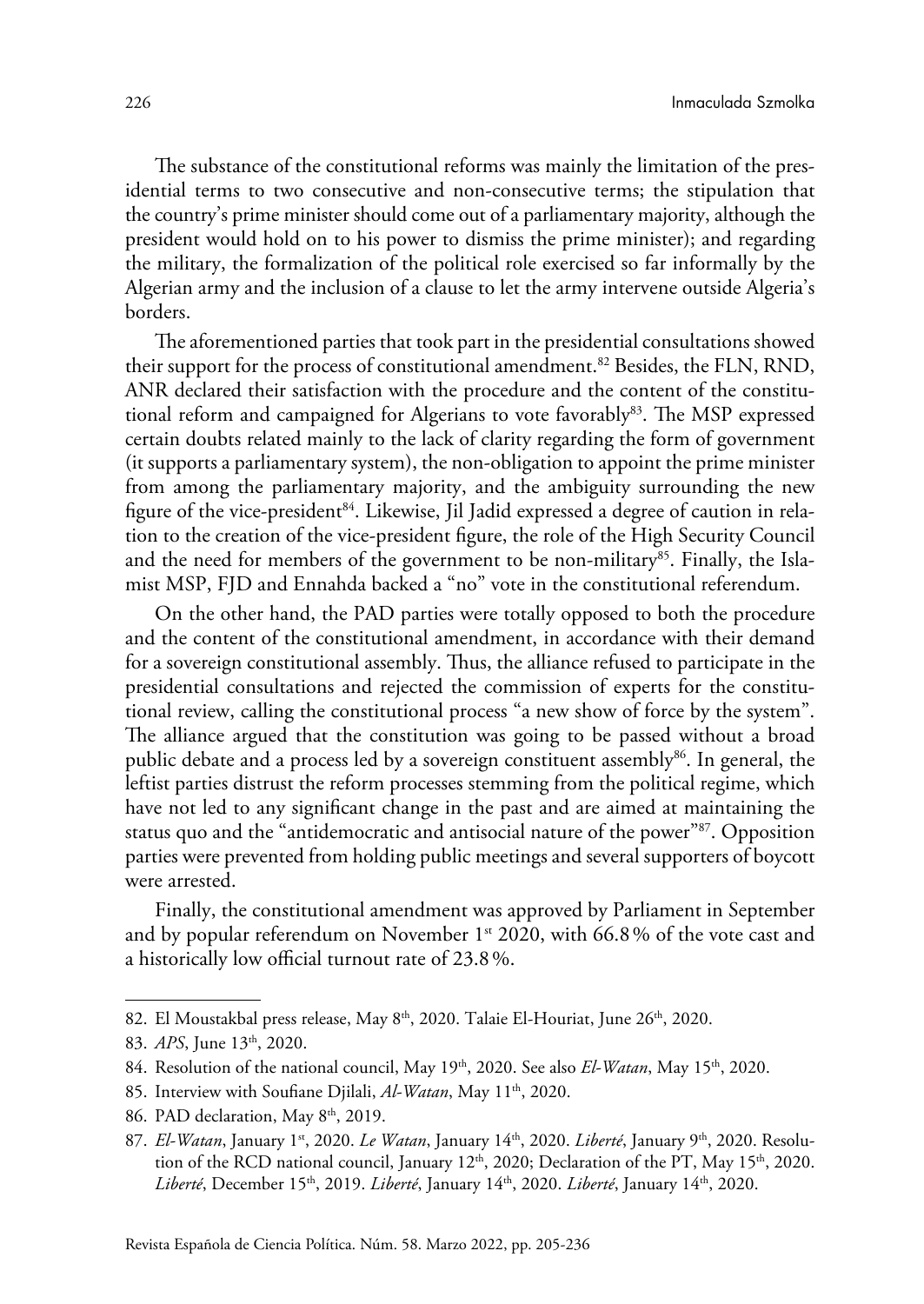The substance of the constitutional reforms was mainly the limitation of the presidential terms to two consecutive and non-consecutive terms; the stipulation that the country's prime minister should come out of a parliamentary majority, although the president would hold on to his power to dismiss the prime minister); and regarding the military, the formalization of the political role exercised so far informally by the Algerian army and the inclusion of a clause to let the army intervene outside Algeria's borders.

The aforementioned parties that took part in the presidential consultations showed their support for the process of constitutional amendment.[82] Besides, the FLN, RND, ANR declared their satisfaction with the procedure and the content of the constitutional reform and campaigned for Algerians to vote favorably[83]. The MSP expressed certain doubts related mainly to the lack of clarity regarding the form of government (it supports a parliamentary system), the non-obligation to appoint the prime minister from among the parliamentary majority, and the ambiguity surrounding the new figure of the vice-president[84]. Likewise, Jil Jadid expressed a degree of caution in relation to the creation of the vice-president figure, the role of the High Security Council and the need for members of the government to be non-military[85]. Finally, the Islamist MSP, FJD and Ennahda backed a "no" vote in the constitutional referendum.

On the other hand, the PAD parties were totally opposed to both the procedure and the content of the constitutional amendment, in accordance with their demand for a sovereign constitutional assembly. Thus, the alliance refused to participate in the presidential consultations and rejected the commission of experts for the constitutional review, calling the constitutional process "a new show of force by the system". The alliance argued that the constitution was going to be passed without a broad public debate and a process led by a sovereign constituent assembly[86]. In general, the leftist parties distrust the reform processes stemming from the political regime, which have not led to any significant change in the past and are aimed at maintaining the status quo and the "antidemocratic and antisocial nature of the power"[87]. Opposition parties were prevented from holding public meetings and several supporters of boycott were arrested.

Finally, the constitutional amendment was approved by Parliament in September and by popular referendum on November 1st 2020, with 66.8 % of the vote cast and a historically low official turnout rate of 23.8 %.

---

82. El Moustakbal press release, May 8th, 2020. Talaie El-Houriat, June 26th, 2020.

83. *APS*, June 13th, 2020.

84. Resolution of the national council, May 19th, 2020. See also *El-Watan*, May 15th, 2020.

85. Interview with Soufiane Djilali, *Al-Watan*, May 11th, 2020.

86. PAD declaration, May 8th, 2019.

87. *El-Watan*, January 1st, 2020. *Le Watan*, January 14th, 2020. *Liberté*, January 9th, 2020. Resolution of the RCD national council, January 12th, 2020; Declaration of the PT, May 15th, 2020. *Liberté*, December 15th, 2019. *Liberté*, January 14th, 2020. *Liberté*, January 14th, 2020.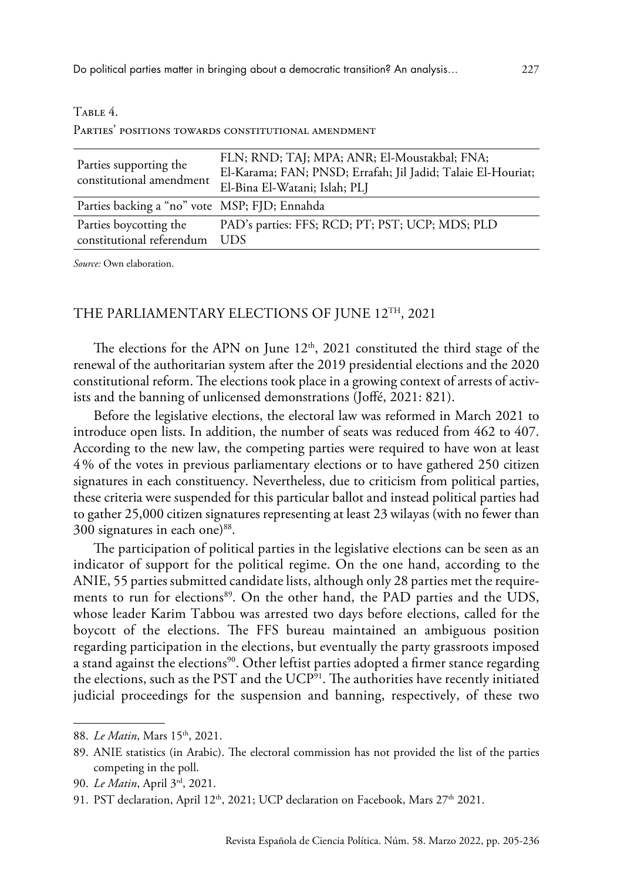Table 4.

Parties' positions towards constitutional amendment

| | |
|---|---|
| Parties supporting the constitutional amendment | FLN; RND; TAJ; MPA; ANR; El-Moustakbal; FNA; El-Karama; FAN; PNSD; Errafah; Jil Jadid; Talaie El-Houriat; El-Bina El-Watani; Islah; PLJ |
| Parties backing a "no" vote | MSP; FJD; Ennahda |
| Parties boycotting the constitutional referendum | PAD's parties: FFS; RCD; PT; PST; UCP; MDS; PLD UDS |

*Source:* Own elaboration.

## THE PARLIAMENTARY ELECTIONS OF JUNE 12TH, 2021

The elections for the APN on June 12th, 2021 constituted the third stage of the renewal of the authoritarian system after the 2019 presidential elections and the 2020 constitutional reform. The elections took place in a growing context of arrests of activists and the banning of unlicensed demonstrations (Joffé, 2021: 821).

Before the legislative elections, the electoral law was reformed in March 2021 to introduce open lists. In addition, the number of seats was reduced from 462 to 407. According to the new law, the competing parties were required to have won at least 4% of the votes in previous parliamentary elections or to have gathered 250 citizen signatures in each constituency. Nevertheless, due to criticism from political parties, these criteria were suspended for this particular ballot and instead political parties had to gather 25,000 citizen signatures representing at least 23 wilayas (with no fewer than 300 signatures in each one)[88].

The participation of political parties in the legislative elections can be seen as an indicator of support for the political regime. On the one hand, according to the ANIE, 55 parties submitted candidate lists, although only 28 parties met the requirements to run for elections[89]. On the other hand, the PAD parties and the UDS, whose leader Karim Tabbou was arrested two days before elections, called for the boycott of the elections. The FFS bureau maintained an ambiguous position regarding participation in the elections, but eventually the party grassroots imposed a stand against the elections[90]. Other leftist parties adopted a firmer stance regarding the elections, such as the PST and the UCP[91]. The authorities have recently initiated judicial proceedings for the suspension and banning, respectively, of these two

88. *Le Matin*, Mars 15th, 2021.

89. ANIE statistics (in Arabic). The electoral commission has not provided the list of the parties competing in the poll.

90. *Le Matin*, April 3rd, 2021.

91. PST declaration, April 12th, 2021; UCP declaration on Facebook, Mars 27th 2021.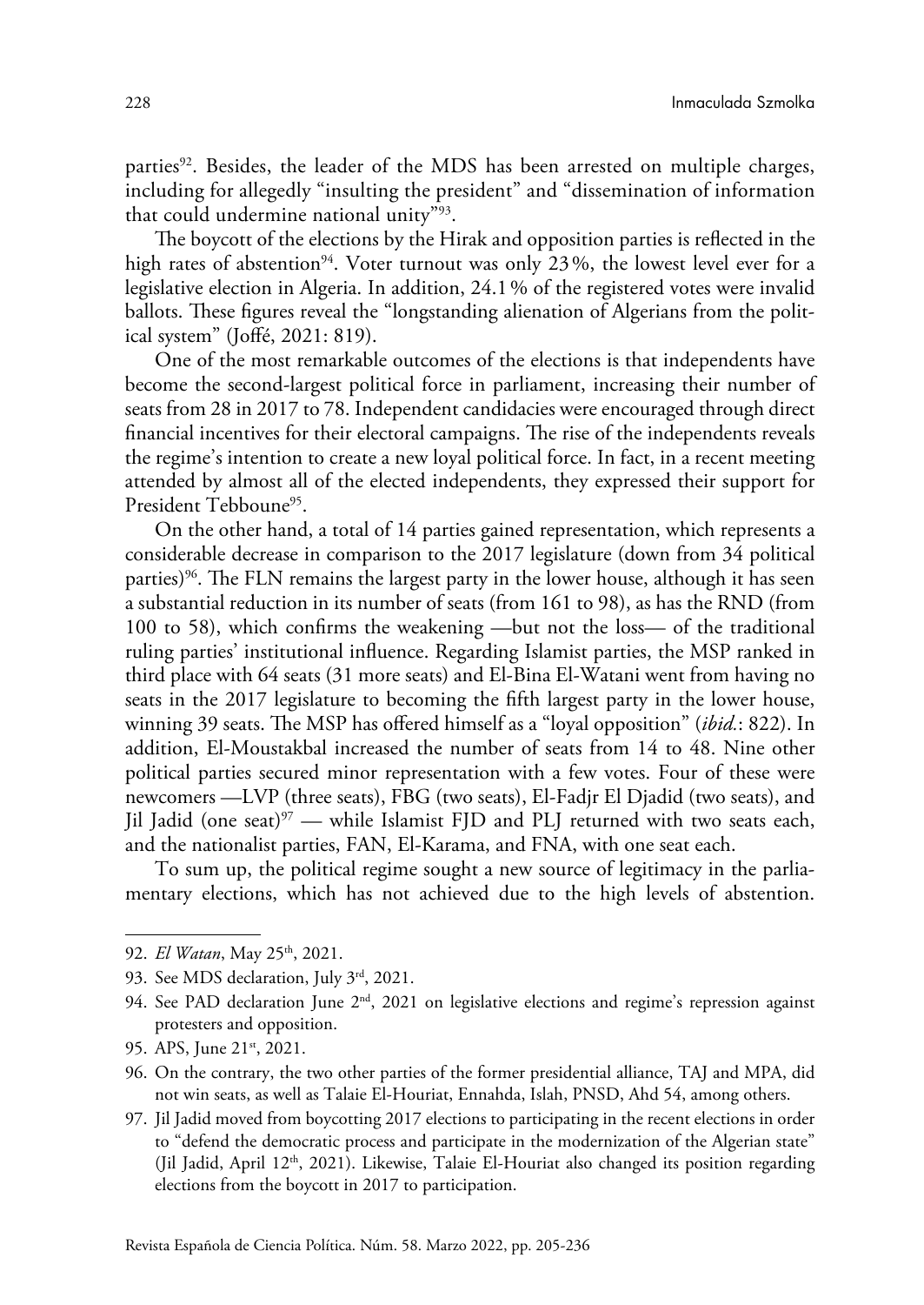parties[92]. Besides, the leader of the MDS has been arrested on multiple charges, including for allegedly "insulting the president" and "dissemination of information that could undermine national unity"[93].

The boycott of the elections by the Hirak and opposition parties is reflected in the high rates of abstention[94]. Voter turnout was only 23%, the lowest level ever for a legislative election in Algeria. In addition, 24.1% of the registered votes were invalid ballots. These figures reveal the "longstanding alienation of Algerians from the political system" (Joffé, 2021: 819).

One of the most remarkable outcomes of the elections is that independents have become the second-largest political force in parliament, increasing their number of seats from 28 in 2017 to 78. Independent candidacies were encouraged through direct financial incentives for their electoral campaigns. The rise of the independents reveals the regime's intention to create a new loyal political force. In fact, in a recent meeting attended by almost all of the elected independents, they expressed their support for President Tebboune[95].

On the other hand, a total of 14 parties gained representation, which represents a considerable decrease in comparison to the 2017 legislature (down from 34 political parties)[96]. The FLN remains the largest party in the lower house, although it has seen a substantial reduction in its number of seats (from 161 to 98), as has the RND (from 100 to 58), which confirms the weakening —but not the loss— of the traditional ruling parties' institutional influence. Regarding Islamist parties, the MSP ranked in third place with 64 seats (31 more seats) and El-Bina El-Watani went from having no seats in the 2017 legislature to becoming the fifth largest party in the lower house, winning 39 seats. The MSP has offered himself as a "loyal opposition" (*ibid.*: 822). In addition, El-Moustakbal increased the number of seats from 14 to 48. Nine other political parties secured minor representation with a few votes. Four of these were newcomers —LVP (three seats), FBG (two seats), El-Fadjr El Djadid (two seats), and Jil Jadid (one seat)[97] — while Islamist FJD and PLJ returned with two seats each, and the nationalist parties, FAN, El-Karama, and FNA, with one seat each.

To sum up, the political regime sought a new source of legitimacy in the parliamentary elections, which has not achieved due to the high levels of abstention.

---

92. *El Watan*, May 25th, 2021.

93. See MDS declaration, July 3rd, 2021.

94. See PAD declaration June 2nd, 2021 on legislative elections and regime's repression against protesters and opposition.

95. APS, June 21st, 2021.

96. On the contrary, the two other parties of the former presidential alliance, TAJ and MPA, did not win seats, as well as Talaie El-Houriat, Ennahda, Islah, PNSD, Ahd 54, among others.

97. Jil Jadid moved from boycotting 2017 elections to participating in the recent elections in order to "defend the democratic process and participate in the modernization of the Algerian state" (Jil Jadid, April 12th, 2021). Likewise, Talaie El-Houriat also changed its position regarding elections from the boycott in 2017 to participation.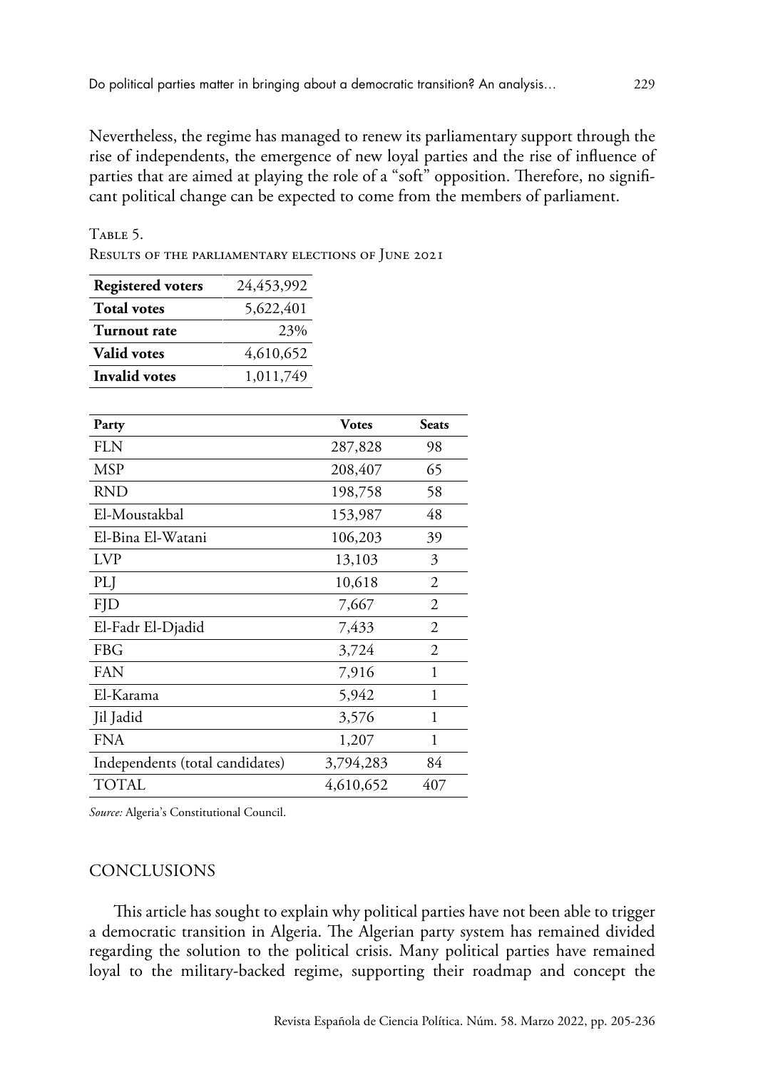Nevertheless, the regime has managed to renew its parliamentary support through the rise of independents, the emergence of new loyal parties and the rise of influence of parties that are aimed at playing the role of a "soft" opposition. Therefore, no significant political change can be expected to come from the members of parliament.

Table 5.
Results of the parliamentary elections of June 2021

| | |
|---|---|
| **Registered voters** | 24,453,992 |
| **Total votes** | 5,622,401 |
| **Turnout rate** | 23% |
| **Valid votes** | 4,610,652 |
| **Invalid votes** | 1,011,749 |

| **Party** | **Votes** | **Seats** |
|---|---|---|
| FLN | 287,828 | 98 |
| MSP | 208,407 | 65 |
| RND | 198,758 | 58 |
| El-Moustakbal | 153,987 | 48 |
| El-Bina El-Watani | 106,203 | 39 |
| LVP | 13,103 | 3 |
| PLJ | 10,618 | 2 |
| FJD | 7,667 | 2 |
| El-Fadr El-Djadid | 7,433 | 2 |
| FBG | 3,724 | 2 |
| FAN | 7,916 | 1 |
| El-Karama | 5,942 | 1 |
| Jil Jadid | 3,576 | 1 |
| FNA | 1,207 | 1 |
| Independents (total candidates) | 3,794,283 | 84 |
| TOTAL | 4,610,652 | 407 |

*Source:* Algeria's Constitutional Council.

## CONCLUSIONS

This article has sought to explain why political parties have not been able to trigger a democratic transition in Algeria. The Algerian party system has remained divided regarding the solution to the political crisis. Many political parties have remained loyal to the military-backed regime, supporting their roadmap and concept the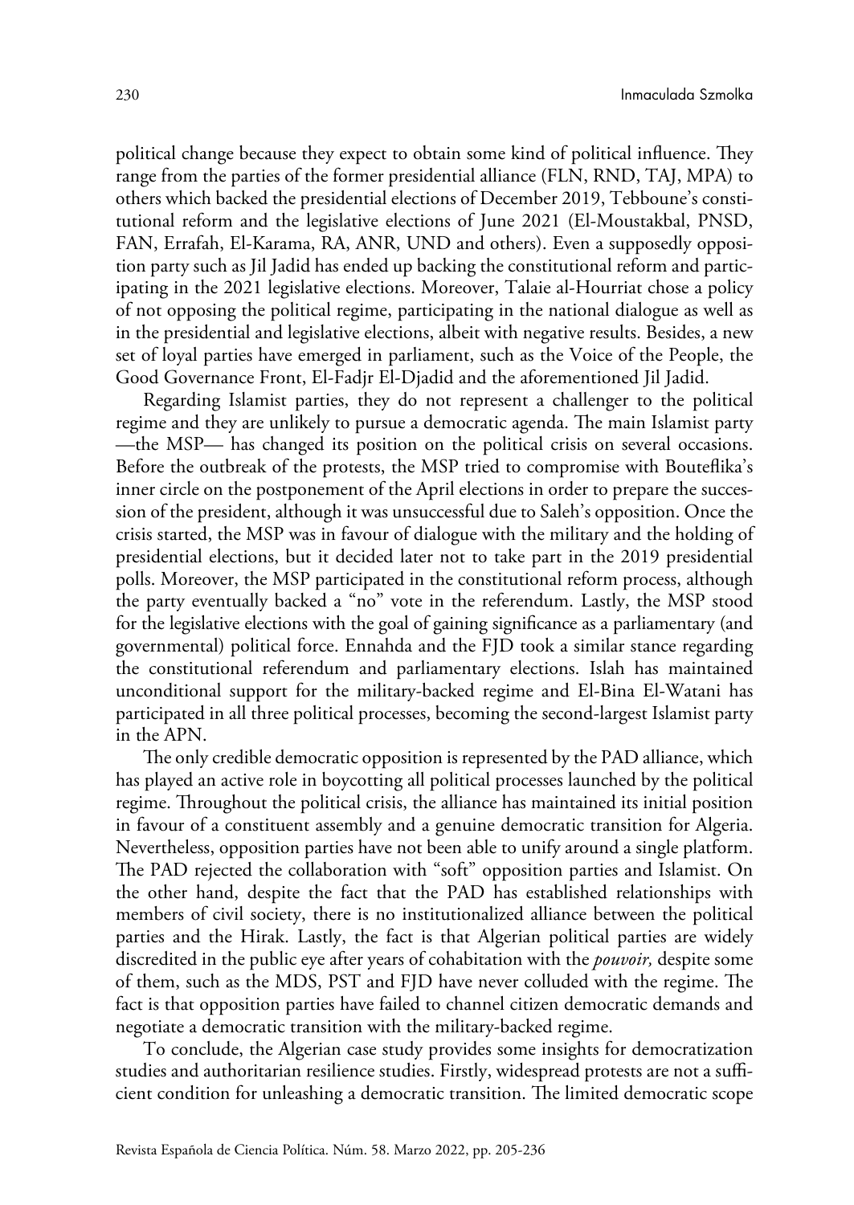political change because they expect to obtain some kind of political influence. They range from the parties of the former presidential alliance (FLN, RND, TAJ, MPA) to others which backed the presidential elections of December 2019, Tebboune's constitutional reform and the legislative elections of June 2021 (El-Moustakbal, PNSD, FAN, Errafah, El-Karama, RA, ANR, UND and others). Even a supposedly opposition party such as Jil Jadid has ended up backing the constitutional reform and participating in the 2021 legislative elections. Moreover, Talaie al-Hourriat chose a policy of not opposing the political regime, participating in the national dialogue as well as in the presidential and legislative elections, albeit with negative results. Besides, a new set of loyal parties have emerged in parliament, such as the Voice of the People, the Good Governance Front, El-Fadjr El-Djadid and the aforementioned Jil Jadid.

Regarding Islamist parties, they do not represent a challenger to the political regime and they are unlikely to pursue a democratic agenda. The main Islamist party —the MSP— has changed its position on the political crisis on several occasions. Before the outbreak of the protests, the MSP tried to compromise with Bouteflika's inner circle on the postponement of the April elections in order to prepare the succession of the president, although it was unsuccessful due to Saleh's opposition. Once the crisis started, the MSP was in favour of dialogue with the military and the holding of presidential elections, but it decided later not to take part in the 2019 presidential polls. Moreover, the MSP participated in the constitutional reform process, although the party eventually backed a "no" vote in the referendum. Lastly, the MSP stood for the legislative elections with the goal of gaining significance as a parliamentary (and governmental) political force. Ennahda and the FJD took a similar stance regarding the constitutional referendum and parliamentary elections. Islah has maintained unconditional support for the military-backed regime and El-Bina El-Watani has participated in all three political processes, becoming the second-largest Islamist party in the APN.

The only credible democratic opposition is represented by the PAD alliance, which has played an active role in boycotting all political processes launched by the political regime. Throughout the political crisis, the alliance has maintained its initial position in favour of a constituent assembly and a genuine democratic transition for Algeria. Nevertheless, opposition parties have not been able to unify around a single platform. The PAD rejected the collaboration with "soft" opposition parties and Islamist. On the other hand, despite the fact that the PAD has established relationships with members of civil society, there is no institutionalized alliance between the political parties and the Hirak. Lastly, the fact is that Algerian political parties are widely discredited in the public eye after years of cohabitation with the *pouvoir,* despite some of them, such as the MDS, PST and FJD have never colluded with the regime. The fact is that opposition parties have failed to channel citizen democratic demands and negotiate a democratic transition with the military-backed regime.

To conclude, the Algerian case study provides some insights for democratization studies and authoritarian resilience studies. Firstly, widespread protests are not a sufficient condition for unleashing a democratic transition. The limited democratic scope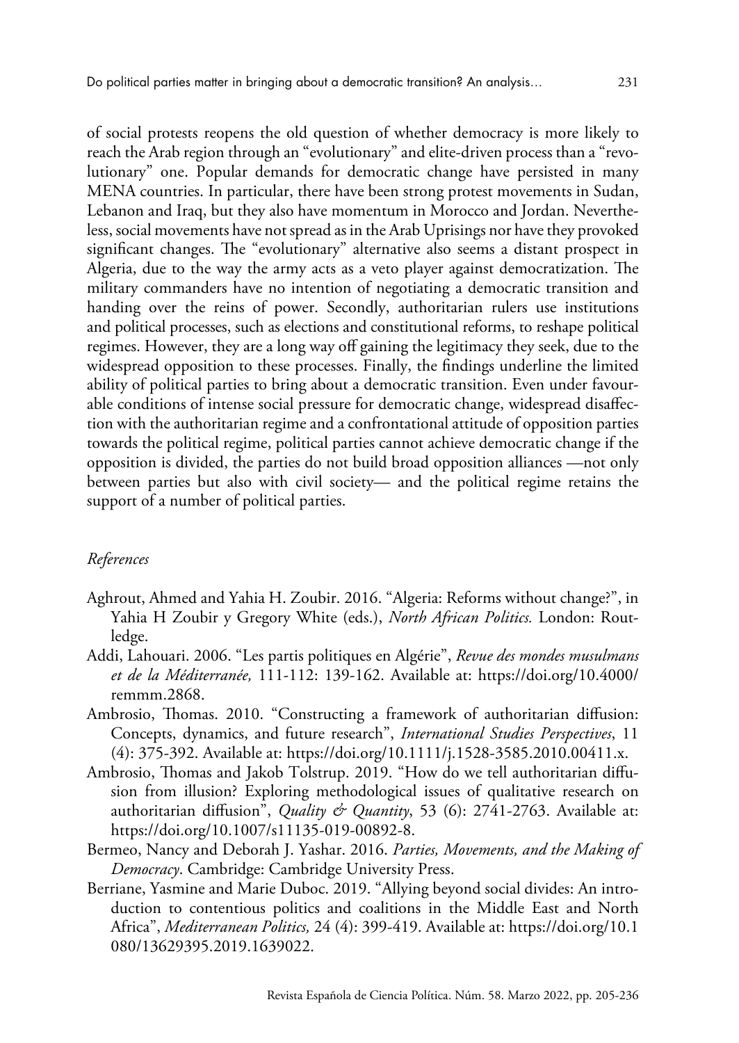of social protests reopens the old question of whether democracy is more likely to reach the Arab region through an "evolutionary" and elite-driven process than a "revolutionary" one. Popular demands for democratic change have persisted in many MENA countries. In particular, there have been strong protest movements in Sudan, Lebanon and Iraq, but they also have momentum in Morocco and Jordan. Nevertheless, social movements have not spread as in the Arab Uprisings nor have they provoked significant changes. The "evolutionary" alternative also seems a distant prospect in Algeria, due to the way the army acts as a veto player against democratization. The military commanders have no intention of negotiating a democratic transition and handing over the reins of power. Secondly, authoritarian rulers use institutions and political processes, such as elections and constitutional reforms, to reshape political regimes. However, they are a long way off gaining the legitimacy they seek, due to the widespread opposition to these processes. Finally, the findings underline the limited ability of political parties to bring about a democratic transition. Even under favourable conditions of intense social pressure for democratic change, widespread disaffection with the authoritarian regime and a confrontational attitude of opposition parties towards the political regime, political parties cannot achieve democratic change if the opposition is divided, the parties do not build broad opposition alliances —not only between parties but also with civil society— and the political regime retains the support of a number of political parties.

*References*

Aghrout, Ahmed and Yahia H. Zoubir. 2016. "Algeria: Reforms without change?", in Yahia H Zoubir y Gregory White (eds.), *North African Politics.* London: Routledge.

Addi, Lahouari. 2006. "Les partis politiques en Algérie", *Revue des mondes musulmans et de la Méditerranée,* 111-112: 139-162. Available at: https://doi.org/10.4000/remmm.2868.

Ambrosio, Thomas. 2010. "Constructing a framework of authoritarian diffusion: Concepts, dynamics, and future research", *International Studies Perspectives*, 11 (4): 375-392. Available at: https://doi.org/10.1111/j.1528-3585.2010.00411.x.

Ambrosio, Thomas and Jakob Tolstrup. 2019. "How do we tell authoritarian diffusion from illusion? Exploring methodological issues of qualitative research on authoritarian diffusion", *Quality & Quantity*, 53 (6): 2741-2763. Available at: https://doi.org/10.1007/s11135-019-00892-8.

Bermeo, Nancy and Deborah J. Yashar. 2016. *Parties, Movements, and the Making of Democracy*. Cambridge: Cambridge University Press.

Berriane, Yasmine and Marie Duboc. 2019. "Allying beyond social divides: An introduction to contentious politics and coalitions in the Middle East and North Africa", *Mediterranean Politics,* 24 (4): 399-419. Available at: https://doi.org/10.1080/13629395.2019.1639022.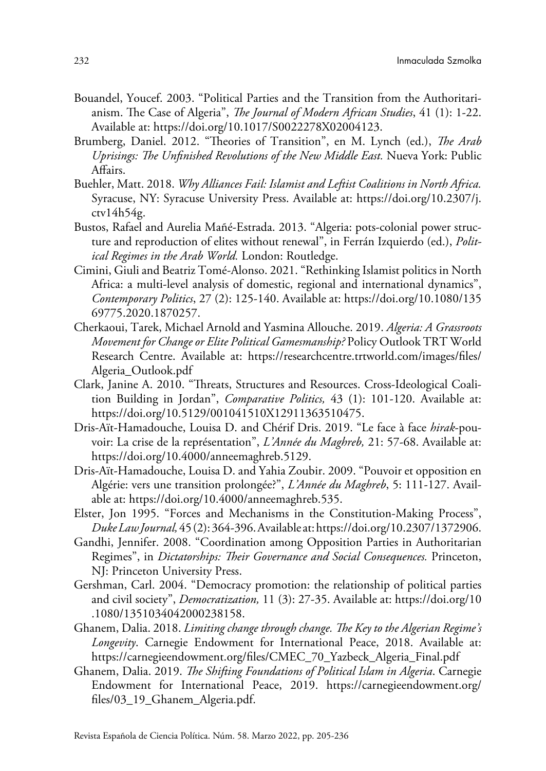Bouandel, Youcef. 2003. "Political Parties and the Transition from the Authoritarianism. The Case of Algeria", *The Journal of Modern African Studies*, 41 (1): 1-22. Available at: https://doi.org/10.1017/S0022278X02004123.

Brumberg, Daniel. 2012. "Theories of Transition", en M. Lynch (ed.), *The Arab Uprisings: The Unfinished Revolutions of the New Middle East.* Nueva York: Public Affairs.

Buehler, Matt. 2018. *Why Alliances Fail: Islamist and Leftist Coalitions in North Africa.* Syracuse, NY: Syracuse University Press. Available at: https://doi.org/10.2307/j.ctv14h54g.

Bustos, Rafael and Aurelia Mañé-Estrada. 2013. "Algeria: pots-colonial power structure and reproduction of elites without renewal", in Ferrán Izquierdo (ed.), *Political Regimes in the Arab World.* London: Routledge.

Cimini, Giuli and Beatriz Tomé-Alonso. 2021. "Rethinking Islamist politics in North Africa: a multi-level analysis of domestic, regional and international dynamics", *Contemporary Politics*, 27 (2): 125-140. Available at: https://doi.org/10.1080/13569775.2020.1870257.

Cherkaoui, Tarek, Michael Arnold and Yasmina Allouche. 2019. *Algeria: A Grassroots Movement for Change or Elite Political Gamesmanship?* Policy Outlook TRT World Research Centre. Available at: https://researchcentre.trtworld.com/images/files/Algeria_Outlook.pdf

Clark, Janine A. 2010. "Threats, Structures and Resources. Cross-Ideological Coalition Building in Jordan", *Comparative Politics,* 43 (1): 101-120. Available at: https://doi.org/10.5129/001041510X12911363510475.

Dris-Aït-Hamadouche, Louisa D. and Chérif Dris. 2019. "Le face à face *hirak*-pouvoir: La crise de la représentation", *L'Année du Maghreb,* 21: 57-68. Available at: https://doi.org/10.4000/anneemaghreb.5129.

Dris-Aït-Hamadouche, Louisa D. and Yahia Zoubir. 2009. "Pouvoir et opposition en Algérie: vers une transition prolongée?", *L'Année du Maghreb*, 5: 111-127. Available at: https://doi.org/10.4000/anneemaghreb.535.

Elster, Jon 1995. "Forces and Mechanisms in the Constitution-Making Process", *Duke Law Journal,* 45 (2): 364-396. Available at: https://doi.org/10.2307/1372906.

Gandhi, Jennifer. 2008. "Coordination among Opposition Parties in Authoritarian Regimes", in *Dictatorships: Their Governance and Social Consequences.* Princeton, NJ: Princeton University Press.

Gershman, Carl. 2004. "Democracy promotion: the relationship of political parties and civil society", *Democratization,* 11 (3): 27-35. Available at: https://doi.org/10.1080/1351034042000238158.

Ghanem, Dalia. 2018. *Limiting change through change. The Key to the Algerian Regime's Longevity*. Carnegie Endowment for International Peace, 2018. Available at: https://carnegieendowment.org/files/CMEC_70_Yazbeck_Algeria_Final.pdf

Ghanem, Dalia. 2019. *The Shifting Foundations of Political Islam in Algeria*. Carnegie Endowment for International Peace, 2019. https://carnegieendowment.org/files/03_19_Ghanem_Algeria.pdf.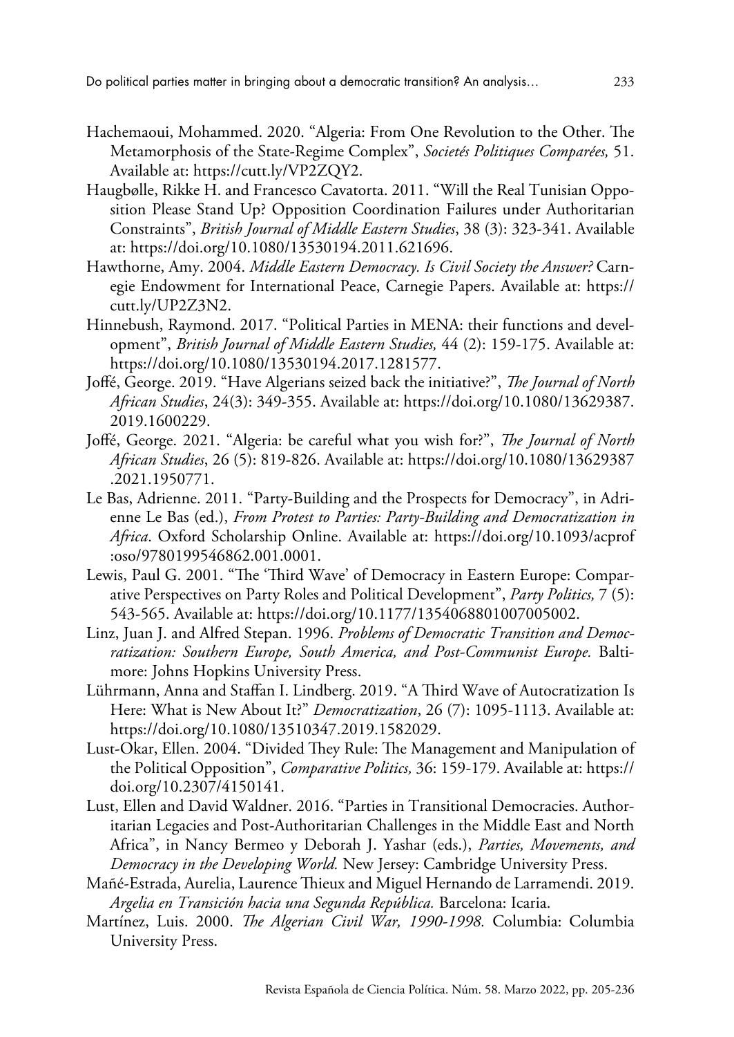Hachemaoui, Mohammed. 2020. "Algeria: From One Revolution to the Other. The Metamorphosis of the State-Regime Complex", *Societés Politiques Comparées,* 51. Available at: https://cutt.ly/VP2ZQY2.

Haugbølle, Rikke H. and Francesco Cavatorta. 2011. "Will the Real Tunisian Opposition Please Stand Up? Opposition Coordination Failures under Authoritarian Constraints", *British Journal of Middle Eastern Studies*, 38 (3): 323-341. Available at: https://doi.org/10.1080/13530194.2011.621696.

Hawthorne, Amy. 2004. *Middle Eastern Democracy. Is Civil Society the Answer?* Carnegie Endowment for International Peace, Carnegie Papers. Available at: https://cutt.ly/UP2Z3N2.

Hinnebush, Raymond. 2017. "Political Parties in MENA: their functions and development", *British Journal of Middle Eastern Studies,* 44 (2): 159-175. Available at: https://doi.org/10.1080/13530194.2017.1281577.

Joffé, George. 2019. "Have Algerians seized back the initiative?", *The Journal of North African Studies*, 24(3): 349-355. Available at: https://doi.org/10.1080/13629387.2019.1600229.

Joffé, George. 2021. "Algeria: be careful what you wish for?", *The Journal of North African Studies*, 26 (5): 819-826. Available at: https://doi.org/10.1080/13629387.2021.1950771.

Le Bas, Adrienne. 2011. "Party-Building and the Prospects for Democracy", in Adrienne Le Bas (ed.), *From Protest to Parties: Party-Building and Democratization in Africa*. Oxford Scholarship Online. Available at: https://doi.org/10.1093/acprof:oso/9780199546862.001.0001.

Lewis, Paul G. 2001. "The 'Third Wave' of Democracy in Eastern Europe: Comparative Perspectives on Party Roles and Political Development", *Party Politics,* 7 (5): 543-565. Available at: https://doi.org/10.1177/1354068801007005002.

Linz, Juan J. and Alfred Stepan. 1996. *Problems of Democratic Transition and Democratization: Southern Europe, South America, and Post-Communist Europe.* Baltimore: Johns Hopkins University Press.

Lührmann, Anna and Staffan I. Lindberg. 2019. "A Third Wave of Autocratization Is Here: What is New About It?" *Democratization*, 26 (7): 1095-1113. Available at: https://doi.org/10.1080/13510347.2019.1582029.

Lust-Okar, Ellen. 2004. "Divided They Rule: The Management and Manipulation of the Political Opposition", *Comparative Politics,* 36: 159-179. Available at: https://doi.org/10.2307/4150141.

Lust, Ellen and David Waldner. 2016. "Parties in Transitional Democracies. Authoritarian Legacies and Post-Authoritarian Challenges in the Middle East and North Africa", in Nancy Bermeo y Deborah J. Yashar (eds.), *Parties, Movements, and Democracy in the Developing World.* New Jersey: Cambridge University Press.

Mañé-Estrada, Aurelia, Laurence Thieux and Miguel Hernando de Larramendi. 2019. *Argelia en Transición hacia una Segunda República.* Barcelona: Icaria.

Martínez, Luis. 2000. *The Algerian Civil War, 1990-1998.* Columbia: Columbia University Press.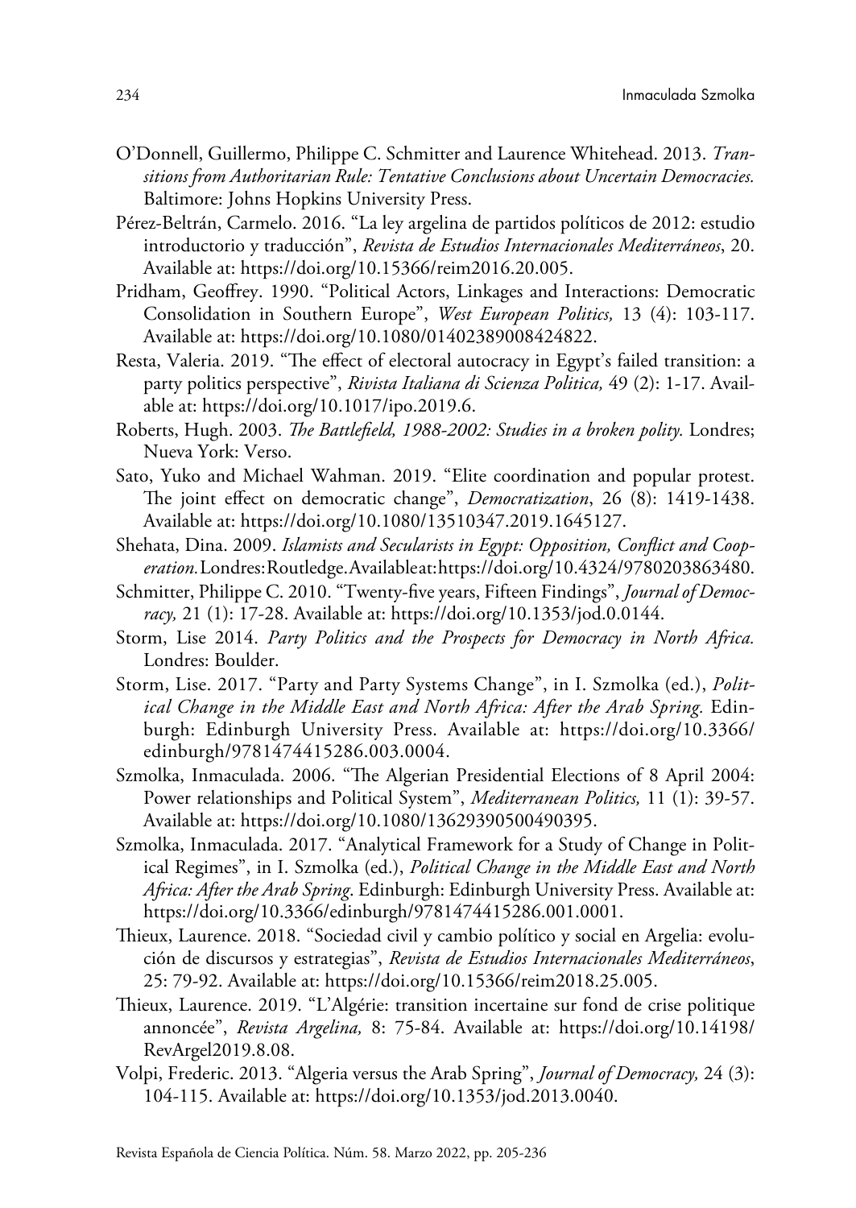O'Donnell, Guillermo, Philippe C. Schmitter and Laurence Whitehead. 2013. *Transitions from Authoritarian Rule: Tentative Conclusions about Uncertain Democracies.* Baltimore: Johns Hopkins University Press.

Pérez-Beltrán, Carmelo. 2016. "La ley argelina de partidos políticos de 2012: estudio introductorio y traducción", *Revista de Estudios Internacionales Mediterráneos*, 20. Available at: https://doi.org/10.15366/reim2016.20.005.

Pridham, Geoffrey. 1990. "Political Actors, Linkages and Interactions: Democratic Consolidation in Southern Europe", *West European Politics,* 13 (4): 103-117. Available at: https://doi.org/10.1080/01402389008424822.

Resta, Valeria. 2019. "The effect of electoral autocracy in Egypt's failed transition: a party politics perspective", *Rivista Italiana di Scienza Politica,* 49 (2): 1-17. Available at: https://doi.org/10.1017/ipo.2019.6.

Roberts, Hugh. 2003. *The Battlefield, 1988-2002: Studies in a broken polity.* Londres; Nueva York: Verso.

Sato, Yuko and Michael Wahman. 2019. "Elite coordination and popular protest. The joint effect on democratic change", *Democratization*, 26 (8): 1419-1438. Available at: https://doi.org/10.1080/13510347.2019.1645127.

Shehata, Dina. 2009. *Islamists and Secularists in Egypt: Opposition, Conflict and Cooperation.* Londres: Routledge. Available at: https://doi.org/10.4324/9780203863480.

Schmitter, Philippe C. 2010. "Twenty-five years, Fifteen Findings", *Journal of Democracy,* 21 (1): 17-28. Available at: https://doi.org/10.1353/jod.0.0144.

Storm, Lise 2014. *Party Politics and the Prospects for Democracy in North Africa.* Londres: Boulder.

Storm, Lise. 2017. "Party and Party Systems Change", in I. Szmolka (ed.), *Political Change in the Middle East and North Africa: After the Arab Spring.* Edinburgh: Edinburgh University Press. Available at: https://doi.org/10.3366/edinburgh/9781474415286.003.0004.

Szmolka, Inmaculada. 2006. "The Algerian Presidential Elections of 8 April 2004: Power relationships and Political System", *Mediterranean Politics,* 11 (1): 39-57. Available at: https://doi.org/10.1080/13629390500490395.

Szmolka, Inmaculada. 2017. "Analytical Framework for a Study of Change in Political Regimes", in I. Szmolka (ed.), *Political Change in the Middle East and North Africa: After the Arab Spring*. Edinburgh: Edinburgh University Press. Available at: https://doi.org/10.3366/edinburgh/9781474415286.001.0001.

Thieux, Laurence. 2018. "Sociedad civil y cambio político y social en Argelia: evolución de discursos y estrategias", *Revista de Estudios Internacionales Mediterráneos*, 25: 79-92. Available at: https://doi.org/10.15366/reim2018.25.005.

Thieux, Laurence. 2019. "L'Algérie: transition incertaine sur fond de crise politique annoncée", *Revista Argelina,* 8: 75-84. Available at: https://doi.org/10.14198/RevArgel2019.8.08.

Volpi, Frederic. 2013. "Algeria versus the Arab Spring", *Journal of Democracy,* 24 (3): 104-115. Available at: https://doi.org/10.1353/jod.2013.0040.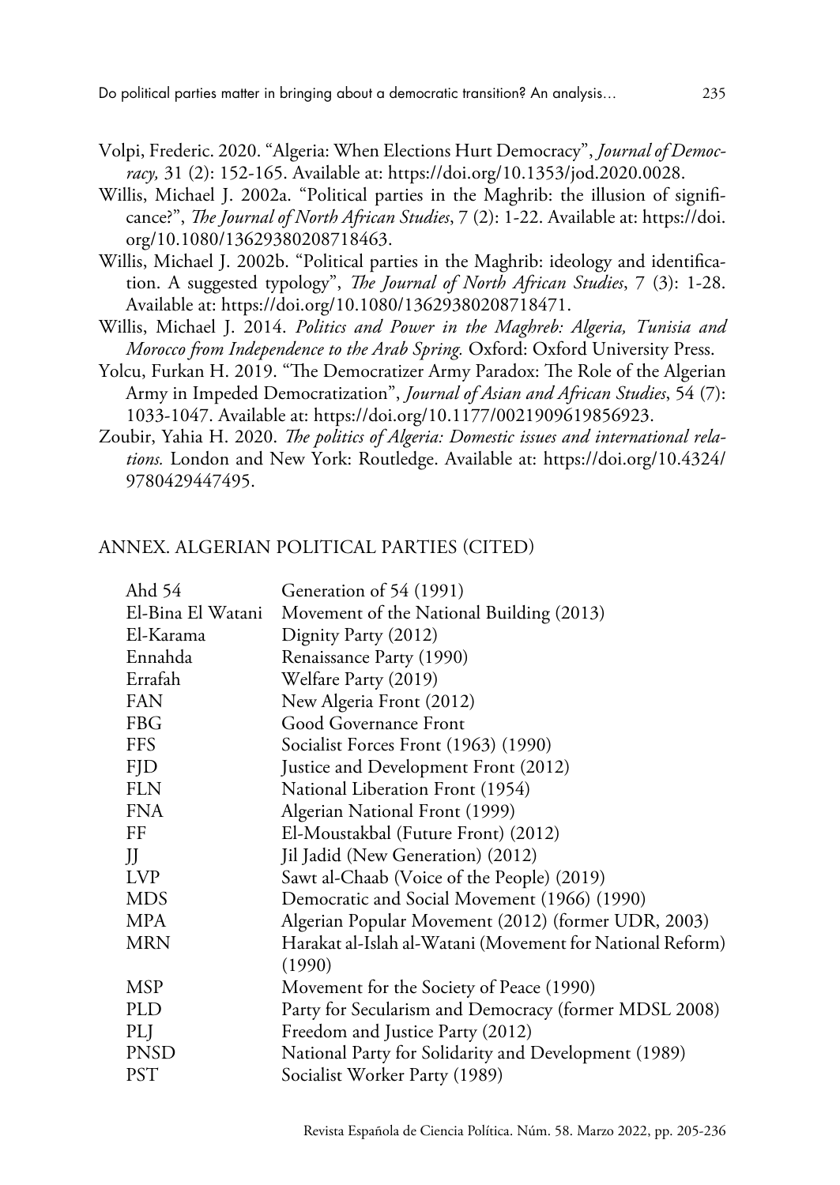Volpi, Frederic. 2020. "Algeria: When Elections Hurt Democracy", *Journal of Democracy,* 31 (2): 152-165. Available at: https://doi.org/10.1353/jod.2020.0028.

Willis, Michael J. 2002a. "Political parties in the Maghrib: the illusion of significance?", *The Journal of North African Studies*, 7 (2): 1-22. Available at: https://doi.org/10.1080/13629380208718463.

Willis, Michael J. 2002b. "Political parties in the Maghrib: ideology and identification. A suggested typology", *The Journal of North African Studies*, 7 (3): 1-28. Available at: https://doi.org/10.1080/13629380208718471.

Willis, Michael J. 2014. *Politics and Power in the Maghreb: Algeria, Tunisia and Morocco from Independence to the Arab Spring.* Oxford: Oxford University Press.

Yolcu, Furkan H. 2019. "The Democratizer Army Paradox: The Role of the Algerian Army in Impeded Democratization", *Journal of Asian and African Studies*, 54 (7): 1033-1047. Available at: https://doi.org/10.1177/0021909619856923.

Zoubir, Yahia H. 2020. *The politics of Algeria: Domestic issues and international relations.* London and New York: Routledge. Available at: https://doi.org/10.4324/9780429447495.

## ANNEX. ALGERIAN POLITICAL PARTIES (CITED)

| | |
|---|---|
| Ahd 54 | Generation of 54 (1991) |
| El-Bina El Watani | Movement of the National Building (2013) |
| El-Karama | Dignity Party (2012) |
| Ennahda | Renaissance Party (1990) |
| Errafah | Welfare Party (2019) |
| FAN | New Algeria Front (2012) |
| FBG | Good Governance Front |
| FFS | Socialist Forces Front (1963) (1990) |
| FJD | Justice and Development Front (2012) |
| FLN | National Liberation Front (1954) |
| FNA | Algerian National Front (1999) |
| FF | El-Moustakbal (Future Front) (2012) |
| JJ | Jil Jadid (New Generation) (2012) |
| LVP | Sawt al-Chaab (Voice of the People) (2019) |
| MDS | Democratic and Social Movement (1966) (1990) |
| MPA | Algerian Popular Movement (2012) (former UDR, 2003) |
| MRN | Harakat al-Islah al-Watani (Movement for National Reform) (1990) |
| MSP | Movement for the Society of Peace (1990) |
| PLD | Party for Secularism and Democracy (former MDSL 2008) |
| PLJ | Freedom and Justice Party (2012) |
| PNSD | National Party for Solidarity and Development (1989) |
| PST | Socialist Worker Party (1989) |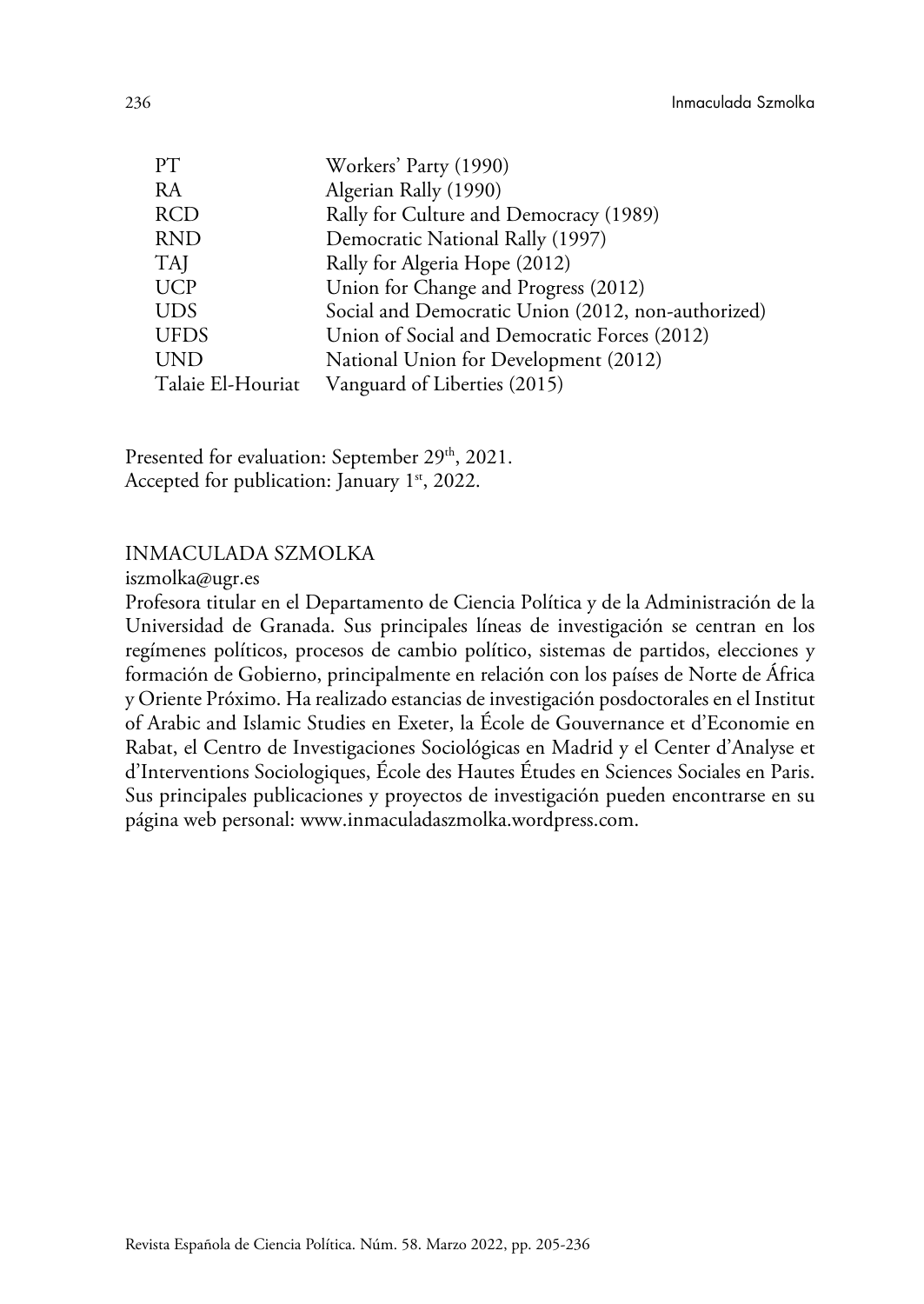| | |
|---|---|
| PT | Workers' Party (1990) |
| RA | Algerian Rally (1990) |
| RCD | Rally for Culture and Democracy (1989) |
| RND | Democratic National Rally (1997) |
| TAJ | Rally for Algeria Hope (2012) |
| UCP | Union for Change and Progress (2012) |
| UDS | Social and Democratic Union (2012, non-authorized) |
| UFDS | Union of Social and Democratic Forces (2012) |
| UND | National Union for Development (2012) |
| Talaie El-Houriat | Vanguard of Liberties (2015) |

Presented for evaluation: September 29th, 2021.
Accepted for publication: January 1st, 2022.

INMACULADA SZMOLKA

iszmolka@ugr.es

Profesora titular en el Departamento de Ciencia Política y de la Administración de la Universidad de Granada. Sus principales líneas de investigación se centran en los regímenes políticos, procesos de cambio político, sistemas de partidos, elecciones y formación de Gobierno, principalmente en relación con los países de Norte de África y Oriente Próximo. Ha realizado estancias de investigación posdoctorales en el Institut of Arabic and Islamic Studies en Exeter, la École de Gouvernance et d'Economie en Rabat, el Centro de Investigaciones Sociológicas en Madrid y el Center d'Analyse et d'Interventions Sociologiques, École des Hautes Études en Sciences Sociales en Paris. Sus principales publicaciones y proyectos de investigación pueden encontrarse en su página web personal: www.inmaculadaszmolka.wordpress.com.